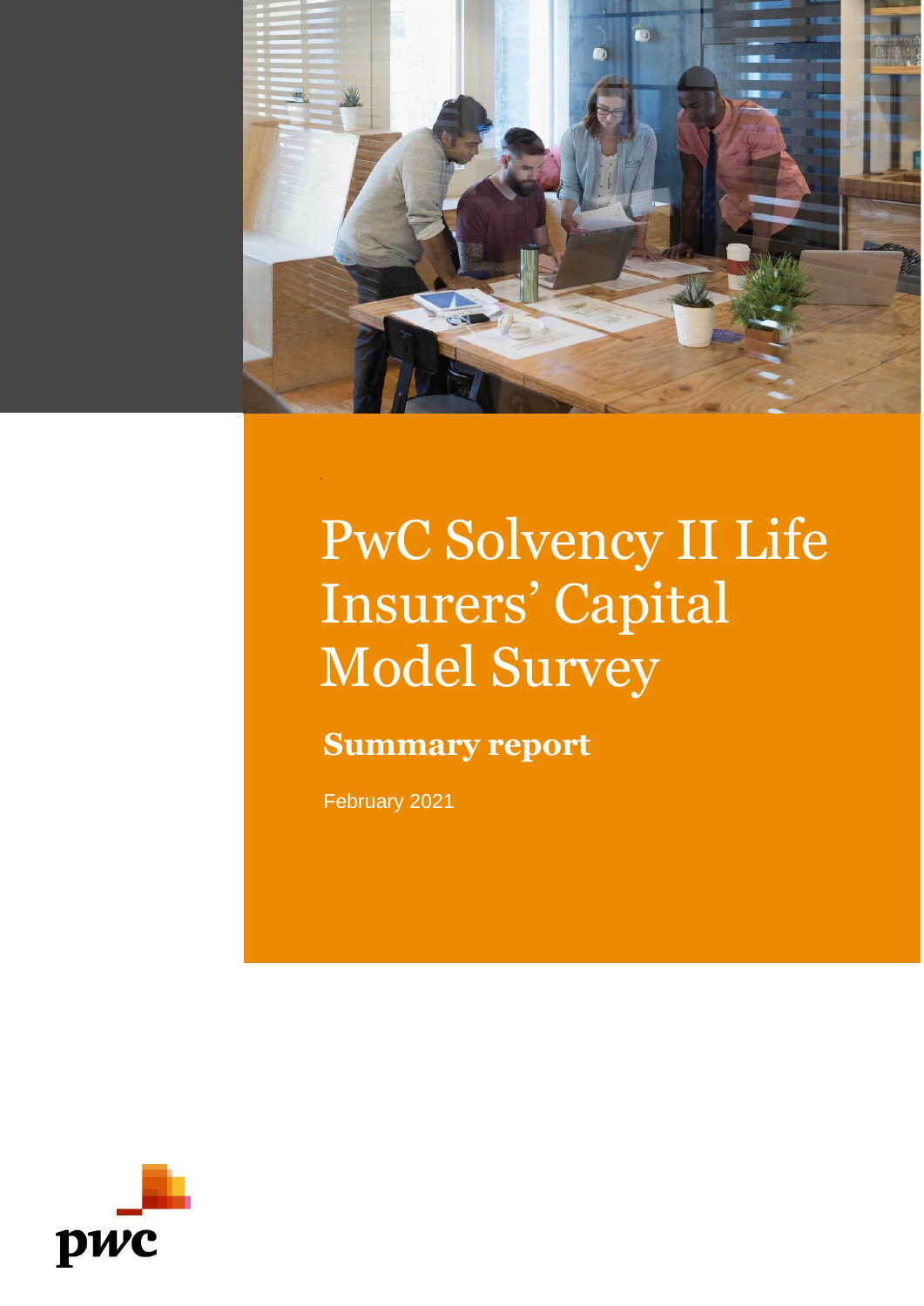# PwC Solvency II Life Insurers' Capital Model Survey

## Summary report

February 2021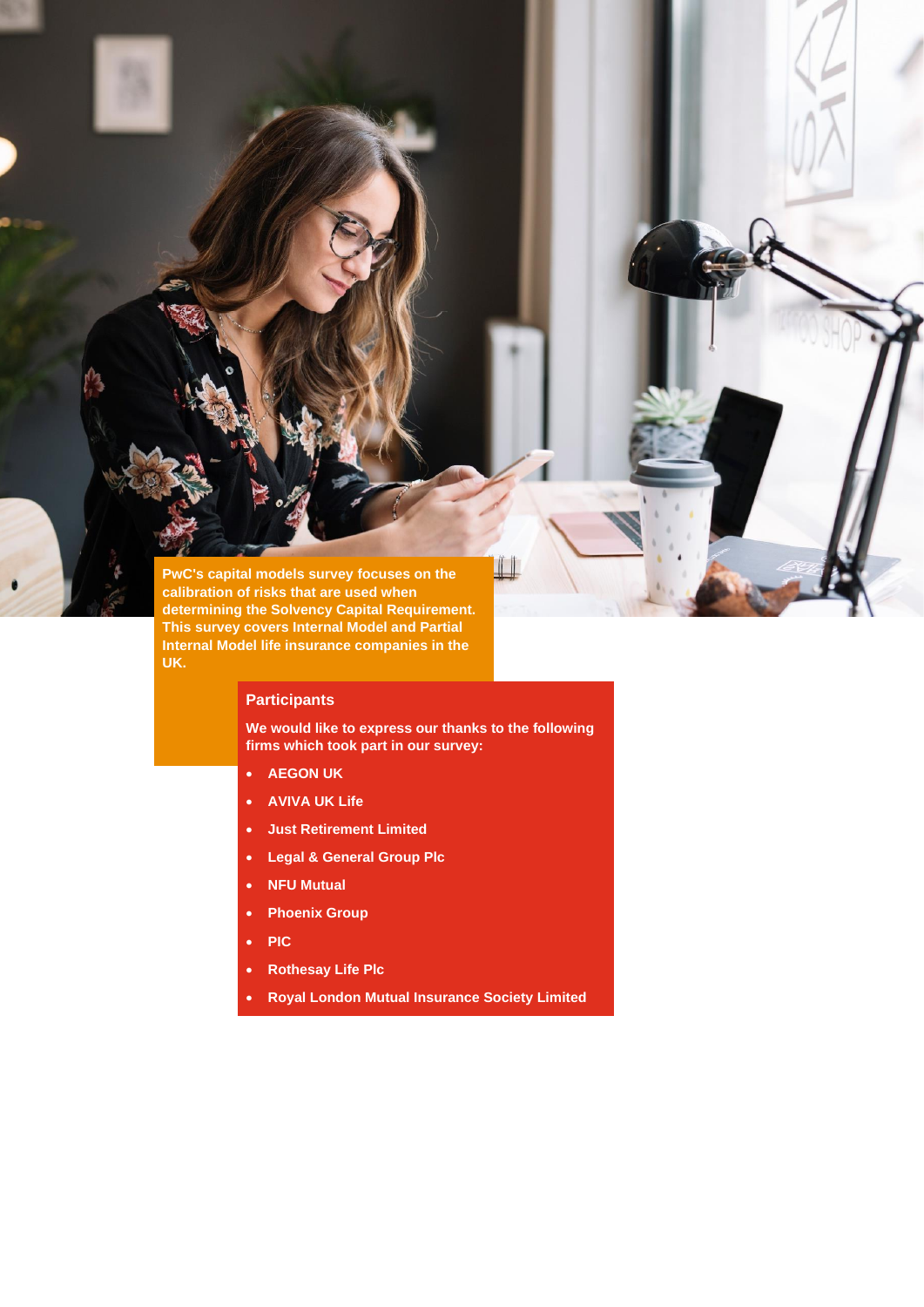**PwC's capital models survey focuses on the calibration of risks that are used when determining the Solvency Capital Requirement. This survey covers Internal Model and Partial Internal Model life insurance companies in the UK.**

## Participants

**We would like to express our thanks to the following firms which took part in our survey:**

- **AEGON UK**
- **AVIVA UK Life**
- **Just Retirement Limited**
- **Legal & General Group Plc**
- **NFU Mutual**
- **Phoenix Group**
- **PIC**
- **Rothesay Life Plc**
- **Royal London Mutual Insurance Society Limited**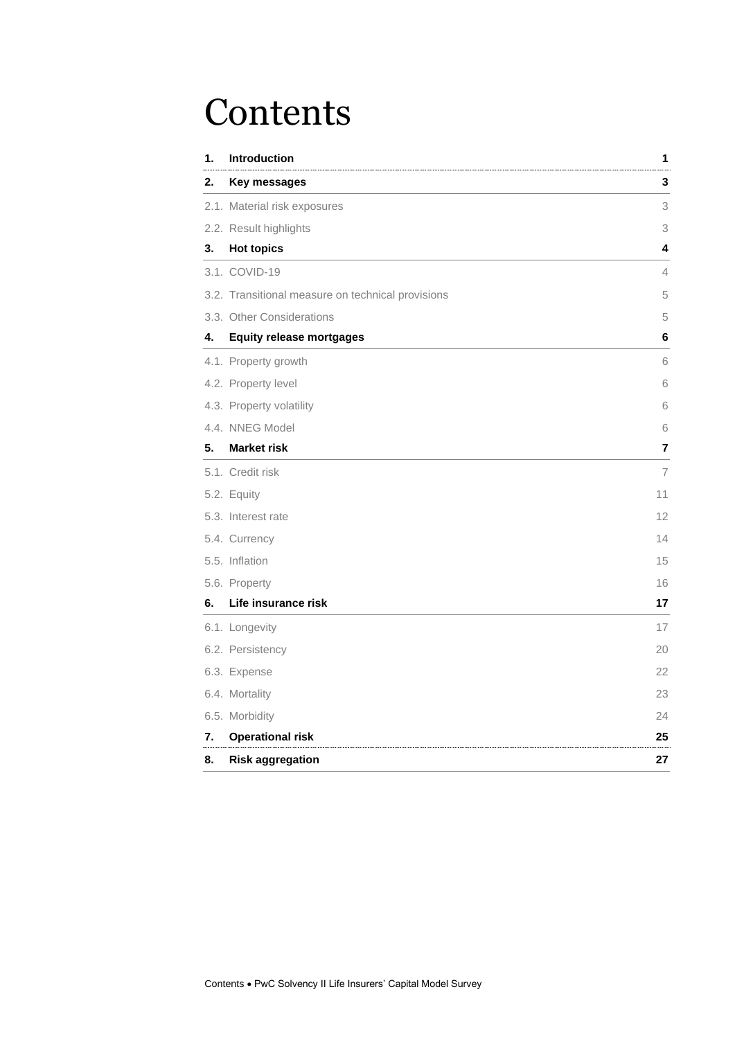# Contents

| | | |
|---|---|---|
| **1.** | **Introduction** | **1** |
| **2.** | **Key messages** | **3** |
| 2.1. | Material risk exposures | 3 |
| 2.2. | Result highlights | 3 |
| **3.** | **Hot topics** | **4** |
| 3.1. | COVID-19 | 4 |
| 3.2. | Transitional measure on technical provisions | 5 |
| 3.3. | Other Considerations | 5 |
| **4.** | **Equity release mortgages** | **6** |
| 4.1. | Property growth | 6 |
| 4.2. | Property level | 6 |
| 4.3. | Property volatility | 6 |
| 4.4. | NNEG Model | 6 |
| **5.** | **Market risk** | **7** |
| 5.1. | Credit risk | 7 |
| 5.2. | Equity | 11 |
| 5.3. | Interest rate | 12 |
| 5.4. | Currency | 14 |
| 5.5. | Inflation | 15 |
| 5.6. | Property | 16 |
| **6.** | **Life insurance risk** | **17** |
| 6.1. | Longevity | 17 |
| 6.2. | Persistency | 20 |
| 6.3. | Expense | 22 |
| 6.4. | Mortality | 23 |
| 6.5. | Morbidity | 24 |
| **7.** | **Operational risk** | **25** |
| **8.** | **Risk aggregation** | **27** |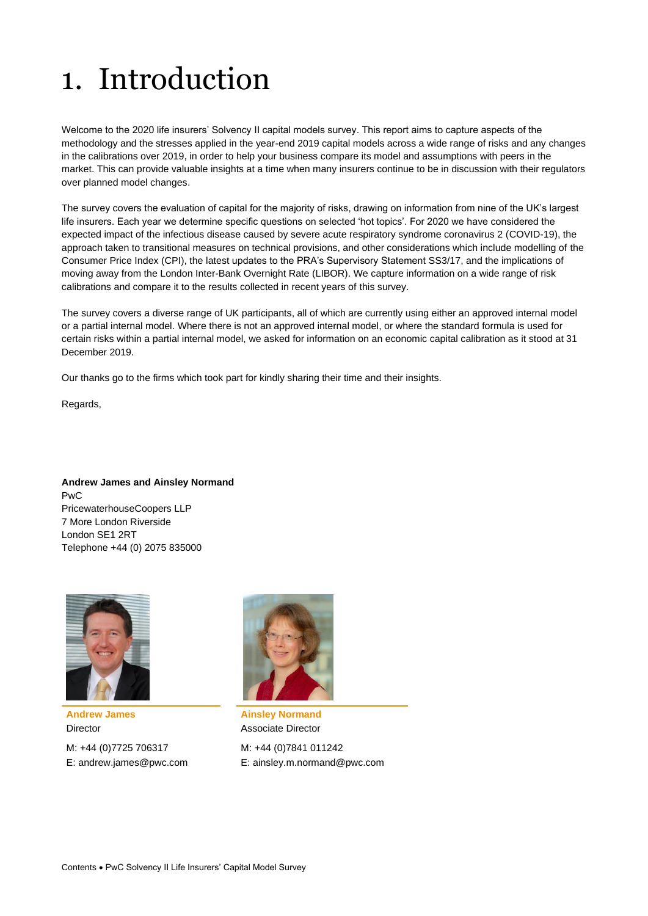# 1. Introduction

Welcome to the 2020 life insurers' Solvency II capital models survey. This report aims to capture aspects of the methodology and the stresses applied in the year-end 2019 capital models across a wide range of risks and any changes in the calibrations over 2019, in order to help your business compare its model and assumptions with peers in the market. This can provide valuable insights at a time when many insurers continue to be in discussion with their regulators over planned model changes.

The survey covers the evaluation of capital for the majority of risks, drawing on information from nine of the UK's largest life insurers. Each year we determine specific questions on selected 'hot topics'. For 2020 we have considered the expected impact of the infectious disease caused by severe acute respiratory syndrome coronavirus 2 (COVID-19), the approach taken to transitional measures on technical provisions, and other considerations which include modelling of the Consumer Price Index (CPI), the latest updates to the PRA's Supervisory Statement SS3/17, and the implications of moving away from the London Inter-Bank Overnight Rate (LIBOR). We capture information on a wide range of risk calibrations and compare it to the results collected in recent years of this survey.

The survey covers a diverse range of UK participants, all of which are currently using either an approved internal model or a partial internal model. Where there is not an approved internal model, or where the standard formula is used for certain risks within a partial internal model, we asked for information on an economic capital calibration as it stood at 31 December 2019.

Our thanks go to the firms which took part for kindly sharing their time and their insights.

Regards,

**Andrew James and Ainsley Normand**
PwC
PricewaterhouseCoopers LLP
7 More London Riverside
London SE1 2RT
Telephone +44 (0) 2075 835000

**Andrew James**
Director

M: +44 (0)7725 706317
E: andrew.james@pwc.com

**Ainsley Normand**
Associate Director

M: +44 (0)7841 011242
E: ainsley.m.normand@pwc.com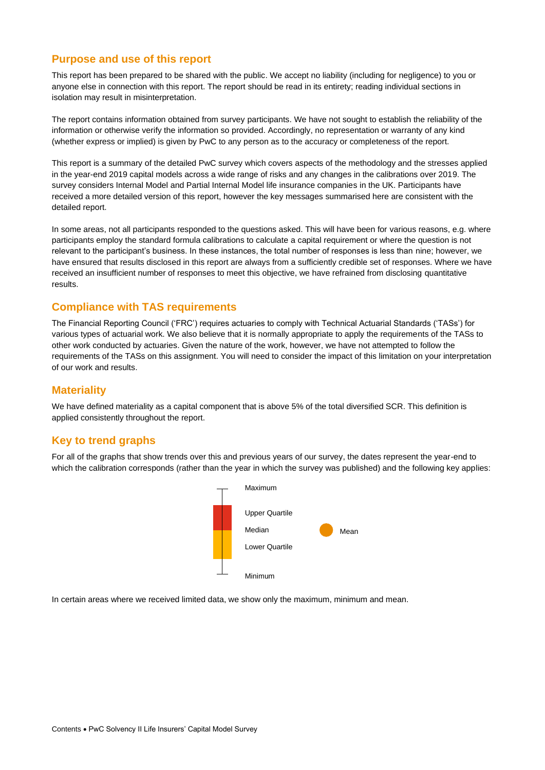## Purpose and use of this report

This report has been prepared to be shared with the public. We accept no liability (including for negligence) to you or anyone else in connection with this report. The report should be read in its entirety; reading individual sections in isolation may result in misinterpretation.

The report contains information obtained from survey participants. We have not sought to establish the reliability of the information or otherwise verify the information so provided. Accordingly, no representation or warranty of any kind (whether express or implied) is given by PwC to any person as to the accuracy or completeness of the report.

This report is a summary of the detailed PwC survey which covers aspects of the methodology and the stresses applied in the year-end 2019 capital models across a wide range of risks and any changes in the calibrations over 2019. The survey considers Internal Model and Partial Internal Model life insurance companies in the UK. Participants have received a more detailed version of this report, however the key messages summarised here are consistent with the detailed report.

In some areas, not all participants responded to the questions asked. This will have been for various reasons, e.g. where participants employ the standard formula calibrations to calculate a capital requirement or where the question is not relevant to the participant's business. In these instances, the total number of responses is less than nine; however, we have ensured that results disclosed in this report are always from a sufficiently credible set of responses. Where we have received an insufficient number of responses to meet this objective, we have refrained from disclosing quantitative results.

## Compliance with TAS requirements

The Financial Reporting Council ('FRC') requires actuaries to comply with Technical Actuarial Standards ('TASs') for various types of actuarial work. We also believe that it is normally appropriate to apply the requirements of the TASs to other work conducted by actuaries. Given the nature of the work, however, we have not attempted to follow the requirements of the TASs on this assignment. You will need to consider the impact of this limitation on your interpretation of our work and results.

## Materiality

We have defined materiality as a capital component that is above 5% of the total diversified SCR. This definition is applied consistently throughout the report.

## Key to trend graphs

For all of the graphs that show trends over this and previous years of our survey, the dates represent the year-end to which the calibration corresponds (rather than the year in which the survey was published) and the following key applies:

Maximum

Upper Quartile

Median

Lower Quartile

Minimum

Mean

In certain areas where we received limited data, we show only the maximum, minimum and mean.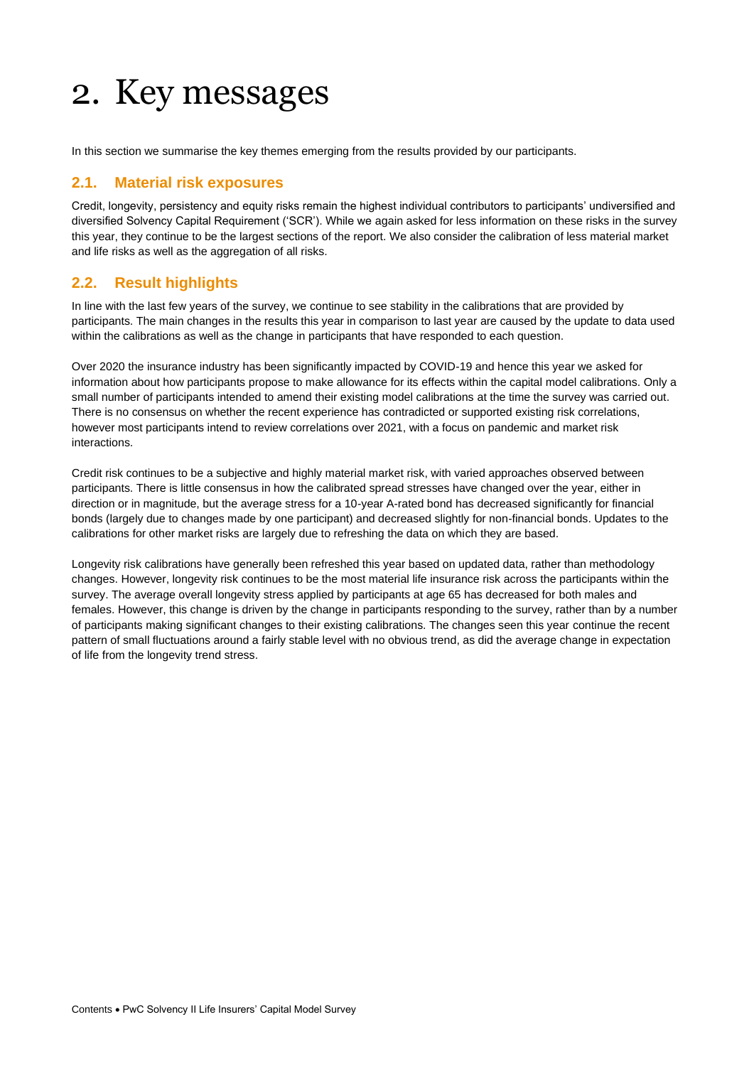# 2. Key messages

In this section we summarise the key themes emerging from the results provided by our participants.

## 2.1. Material risk exposures

Credit, longevity, persistency and equity risks remain the highest individual contributors to participants' undiversified and diversified Solvency Capital Requirement ('SCR'). While we again asked for less information on these risks in the survey this year, they continue to be the largest sections of the report. We also consider the calibration of less material market and life risks as well as the aggregation of all risks.

## 2.2. Result highlights

In line with the last few years of the survey, we continue to see stability in the calibrations that are provided by participants. The main changes in the results this year in comparison to last year are caused by the update to data used within the calibrations as well as the change in participants that have responded to each question.

Over 2020 the insurance industry has been significantly impacted by COVID-19 and hence this year we asked for information about how participants propose to make allowance for its effects within the capital model calibrations. Only a small number of participants intended to amend their existing model calibrations at the time the survey was carried out. There is no consensus on whether the recent experience has contradicted or supported existing risk correlations, however most participants intend to review correlations over 2021, with a focus on pandemic and market risk interactions.

Credit risk continues to be a subjective and highly material market risk, with varied approaches observed between participants. There is little consensus in how the calibrated spread stresses have changed over the year, either in direction or in magnitude, but the average stress for a 10-year A-rated bond has decreased significantly for financial bonds (largely due to changes made by one participant) and decreased slightly for non-financial bonds. Updates to the calibrations for other market risks are largely due to refreshing the data on which they are based.

Longevity risk calibrations have generally been refreshed this year based on updated data, rather than methodology changes. However, longevity risk continues to be the most material life insurance risk across the participants within the survey. The average overall longevity stress applied by participants at age 65 has decreased for both males and females. However, this change is driven by the change in participants responding to the survey, rather than by a number of participants making significant changes to their existing calibrations. The changes seen this year continue the recent pattern of small fluctuations around a fairly stable level with no obvious trend, as did the average change in expectation of life from the longevity trend stress.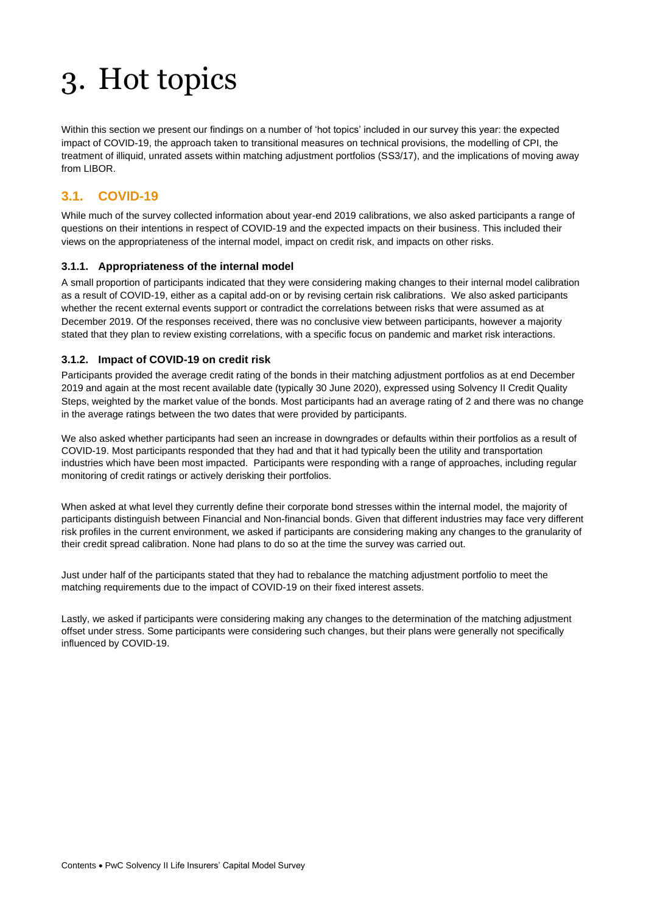# 3. Hot topics

Within this section we present our findings on a number of 'hot topics' included in our survey this year: the expected impact of COVID-19, the approach taken to transitional measures on technical provisions, the modelling of CPI, the treatment of illiquid, unrated assets within matching adjustment portfolios (SS3/17), and the implications of moving away from LIBOR.

## 3.1. COVID-19

While much of the survey collected information about year-end 2019 calibrations, we also asked participants a range of questions on their intentions in respect of COVID-19 and the expected impacts on their business. This included their views on the appropriateness of the internal model, impact on credit risk, and impacts on other risks.

### 3.1.1. Appropriateness of the internal model

A small proportion of participants indicated that they were considering making changes to their internal model calibration as a result of COVID-19, either as a capital add-on or by revising certain risk calibrations. We also asked participants whether the recent external events support or contradict the correlations between risks that were assumed as at December 2019. Of the responses received, there was no conclusive view between participants, however a majority stated that they plan to review existing correlations, with a specific focus on pandemic and market risk interactions.

### 3.1.2. Impact of COVID-19 on credit risk

Participants provided the average credit rating of the bonds in their matching adjustment portfolios as at end December 2019 and again at the most recent available date (typically 30 June 2020), expressed using Solvency II Credit Quality Steps, weighted by the market value of the bonds. Most participants had an average rating of 2 and there was no change in the average ratings between the two dates that were provided by participants.

We also asked whether participants had seen an increase in downgrades or defaults within their portfolios as a result of COVID-19. Most participants responded that they had and that it had typically been the utility and transportation industries which have been most impacted. Participants were responding with a range of approaches, including regular monitoring of credit ratings or actively derisking their portfolios.

When asked at what level they currently define their corporate bond stresses within the internal model, the majority of participants distinguish between Financial and Non-financial bonds. Given that different industries may face very different risk profiles in the current environment, we asked if participants are considering making any changes to the granularity of their credit spread calibration. None had plans to do so at the time the survey was carried out.

Just under half of the participants stated that they had to rebalance the matching adjustment portfolio to meet the matching requirements due to the impact of COVID-19 on their fixed interest assets.

Lastly, we asked if participants were considering making any changes to the determination of the matching adjustment offset under stress. Some participants were considering such changes, but their plans were generally not specifically influenced by COVID-19.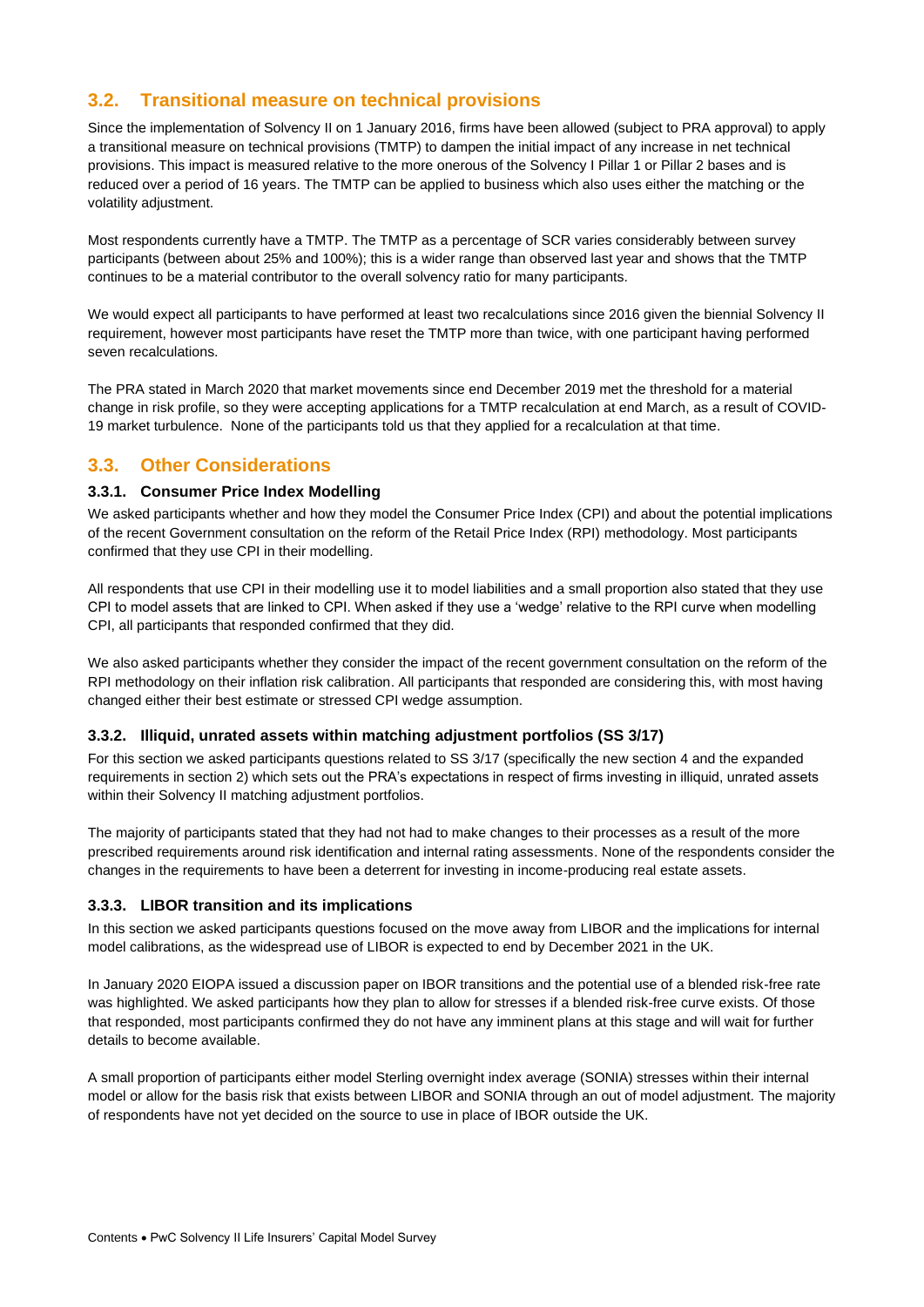## 3.2. Transitional measure on technical provisions

Since the implementation of Solvency II on 1 January 2016, firms have been allowed (subject to PRA approval) to apply a transitional measure on technical provisions (TMTP) to dampen the initial impact of any increase in net technical provisions. This impact is measured relative to the more onerous of the Solvency I Pillar 1 or Pillar 2 bases and is reduced over a period of 16 years. The TMTP can be applied to business which also uses either the matching or the volatility adjustment.

Most respondents currently have a TMTP. The TMTP as a percentage of SCR varies considerably between survey participants (between about 25% and 100%); this is a wider range than observed last year and shows that the TMTP continues to be a material contributor to the overall solvency ratio for many participants.

We would expect all participants to have performed at least two recalculations since 2016 given the biennial Solvency II requirement, however most participants have reset the TMTP more than twice, with one participant having performed seven recalculations.

The PRA stated in March 2020 that market movements since end December 2019 met the threshold for a material change in risk profile, so they were accepting applications for a TMTP recalculation at end March, as a result of COVID-19 market turbulence. None of the participants told us that they applied for a recalculation at that time.

## 3.3. Other Considerations

### 3.3.1. Consumer Price Index Modelling

We asked participants whether and how they model the Consumer Price Index (CPI) and about the potential implications of the recent Government consultation on the reform of the Retail Price Index (RPI) methodology. Most participants confirmed that they use CPI in their modelling.

All respondents that use CPI in their modelling use it to model liabilities and a small proportion also stated that they use CPI to model assets that are linked to CPI. When asked if they use a 'wedge' relative to the RPI curve when modelling CPI, all participants that responded confirmed that they did.

We also asked participants whether they consider the impact of the recent government consultation on the reform of the RPI methodology on their inflation risk calibration. All participants that responded are considering this, with most having changed either their best estimate or stressed CPI wedge assumption.

### 3.3.2. Illiquid, unrated assets within matching adjustment portfolios (SS 3/17)

For this section we asked participants questions related to SS 3/17 (specifically the new section 4 and the expanded requirements in section 2) which sets out the PRA's expectations in respect of firms investing in illiquid, unrated assets within their Solvency II matching adjustment portfolios.

The majority of participants stated that they had not had to make changes to their processes as a result of the more prescribed requirements around risk identification and internal rating assessments. None of the respondents consider the changes in the requirements to have been a deterrent for investing in income-producing real estate assets.

### 3.3.3. LIBOR transition and its implications

In this section we asked participants questions focused on the move away from LIBOR and the implications for internal model calibrations, as the widespread use of LIBOR is expected to end by December 2021 in the UK.

In January 2020 EIOPA issued a discussion paper on IBOR transitions and the potential use of a blended risk-free rate was highlighted. We asked participants how they plan to allow for stresses if a blended risk-free curve exists. Of those that responded, most participants confirmed they do not have any imminent plans at this stage and will wait for further details to become available.

A small proportion of participants either model Sterling overnight index average (SONIA) stresses within their internal model or allow for the basis risk that exists between LIBOR and SONIA through an out of model adjustment. The majority of respondents have not yet decided on the source to use in place of IBOR outside the UK.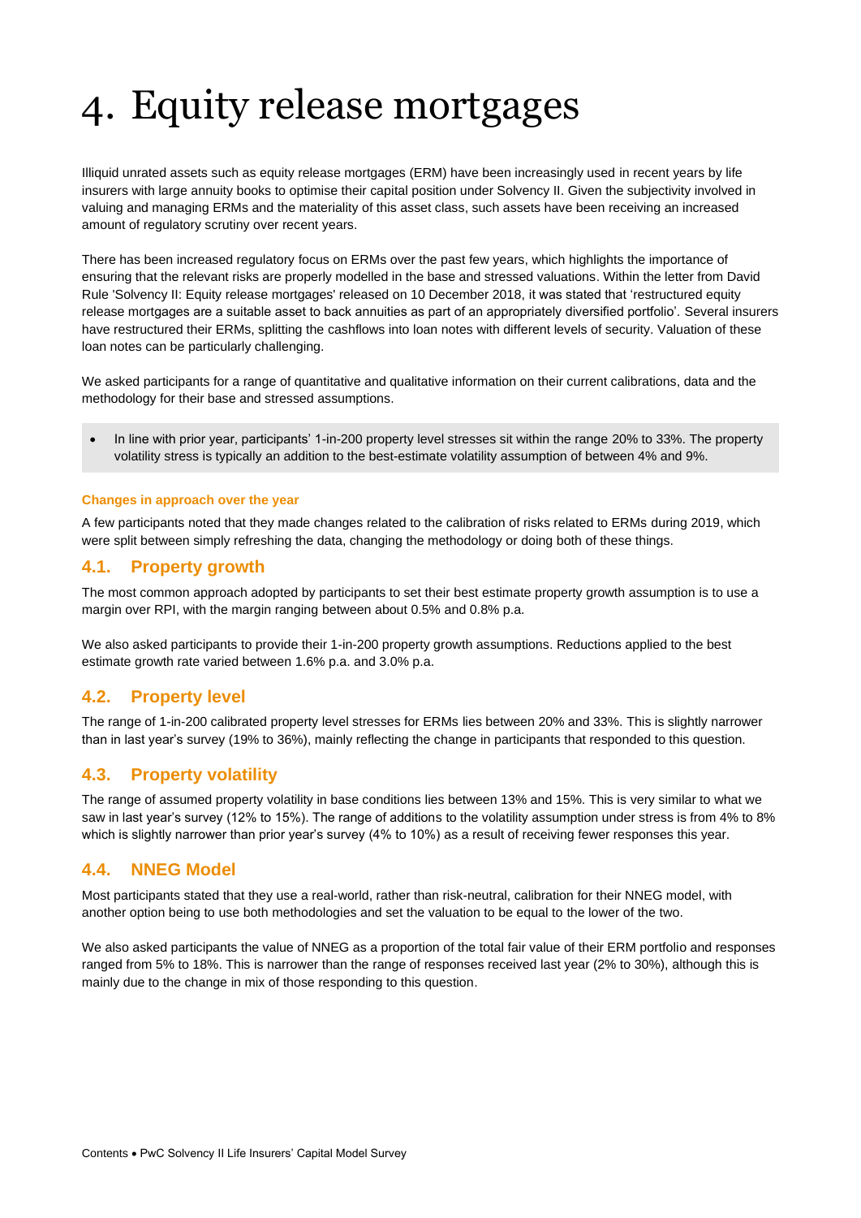# 4. Equity release mortgages

Illiquid unrated assets such as equity release mortgages (ERM) have been increasingly used in recent years by life insurers with large annuity books to optimise their capital position under Solvency II. Given the subjectivity involved in valuing and managing ERMs and the materiality of this asset class, such assets have been receiving an increased amount of regulatory scrutiny over recent years.

There has been increased regulatory focus on ERMs over the past few years, which highlights the importance of ensuring that the relevant risks are properly modelled in the base and stressed valuations. Within the letter from David Rule 'Solvency II: Equity release mortgages' released on 10 December 2018, it was stated that 'restructured equity release mortgages are a suitable asset to back annuities as part of an appropriately diversified portfolio'. Several insurers have restructured their ERMs, splitting the cashflows into loan notes with different levels of security. Valuation of these loan notes can be particularly challenging.

We asked participants for a range of quantitative and qualitative information on their current calibrations, data and the methodology for their base and stressed assumptions.

- In line with prior year, participants' 1-in-200 property level stresses sit within the range 20% to 33%. The property volatility stress is typically an addition to the best-estimate volatility assumption of between 4% and 9%.

**Changes in approach over the year**

A few participants noted that they made changes related to the calibration of risks related to ERMs during 2019, which were split between simply refreshing the data, changing the methodology or doing both of these things.

## 4.1. Property growth

The most common approach adopted by participants to set their best estimate property growth assumption is to use a margin over RPI, with the margin ranging between about 0.5% and 0.8% p.a.

We also asked participants to provide their 1-in-200 property growth assumptions. Reductions applied to the best estimate growth rate varied between 1.6% p.a. and 3.0% p.a.

## 4.2. Property level

The range of 1-in-200 calibrated property level stresses for ERMs lies between 20% and 33%. This is slightly narrower than in last year's survey (19% to 36%), mainly reflecting the change in participants that responded to this question.

## 4.3. Property volatility

The range of assumed property volatility in base conditions lies between 13% and 15%. This is very similar to what we saw in last year's survey (12% to 15%). The range of additions to the volatility assumption under stress is from 4% to 8% which is slightly narrower than prior year's survey (4% to 10%) as a result of receiving fewer responses this year.

## 4.4. NNEG Model

Most participants stated that they use a real-world, rather than risk-neutral, calibration for their NNEG model, with another option being to use both methodologies and set the valuation to be equal to the lower of the two.

We also asked participants the value of NNEG as a proportion of the total fair value of their ERM portfolio and responses ranged from 5% to 18%. This is narrower than the range of responses received last year (2% to 30%), although this is mainly due to the change in mix of those responding to this question.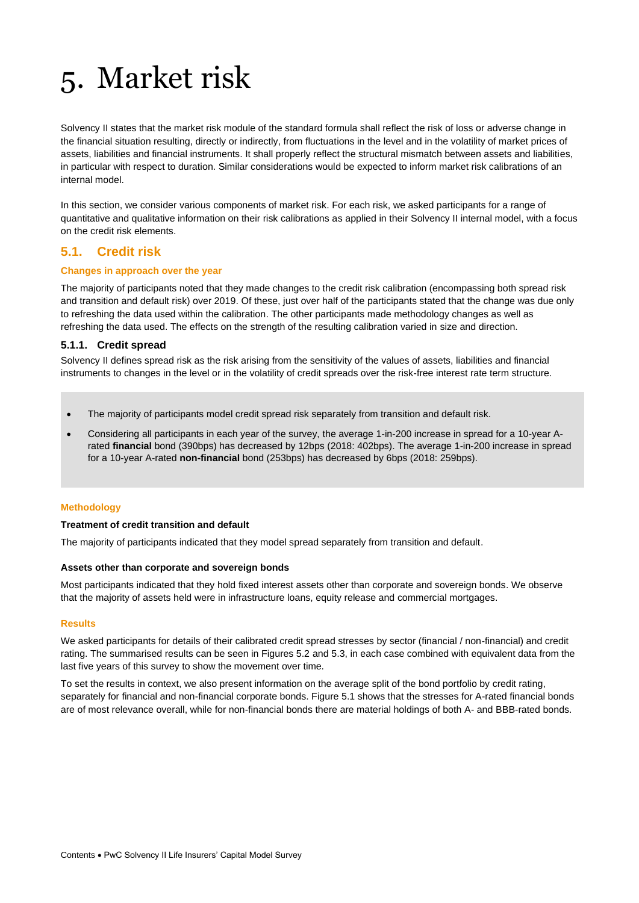# 5. Market risk

Solvency II states that the market risk module of the standard formula shall reflect the risk of loss or adverse change in the financial situation resulting, directly or indirectly, from fluctuations in the level and in the volatility of market prices of assets, liabilities and financial instruments. It shall properly reflect the structural mismatch between assets and liabilities, in particular with respect to duration. Similar considerations would be expected to inform market risk calibrations of an internal model.

In this section, we consider various components of market risk. For each risk, we asked participants for a range of quantitative and qualitative information on their risk calibrations as applied in their Solvency II internal model, with a focus on the credit risk elements.

## 5.1. Credit risk

#### Changes in approach over the year

The majority of participants noted that they made changes to the credit risk calibration (encompassing both spread risk and transition and default risk) over 2019. Of these, just over half of the participants stated that the change was due only to refreshing the data used within the calibration. The other participants made methodology changes as well as refreshing the data used. The effects on the strength of the resulting calibration varied in size and direction.

### 5.1.1. Credit spread

Solvency II defines spread risk as the risk arising from the sensitivity of the values of assets, liabilities and financial instruments to changes in the level or in the volatility of credit spreads over the risk-free interest rate term structure.

- The majority of participants model credit spread risk separately from transition and default risk.
- Considering all participants in each year of the survey, the average 1-in-200 increase in spread for a 10-year A-rated **financial** bond (390bps) has decreased by 12bps (2018: 402bps). The average 1-in-200 increase in spread for a 10-year A-rated **non-financial** bond (253bps) has decreased by 6bps (2018: 259bps).

#### Methodology

**Treatment of credit transition and default**

The majority of participants indicated that they model spread separately from transition and default.

**Assets other than corporate and sovereign bonds**

Most participants indicated that they hold fixed interest assets other than corporate and sovereign bonds. We observe that the majority of assets held were in infrastructure loans, equity release and commercial mortgages.

#### Results

We asked participants for details of their calibrated credit spread stresses by sector (financial / non-financial) and credit rating. The summarised results can be seen in Figures 5.2 and 5.3, in each case combined with equivalent data from the last five years of this survey to show the movement over time.

To set the results in context, we also present information on the average split of the bond portfolio by credit rating, separately for financial and non-financial corporate bonds. Figure 5.1 shows that the stresses for A-rated financial bonds are of most relevance overall, while for non-financial bonds there are material holdings of both A- and BBB-rated bonds.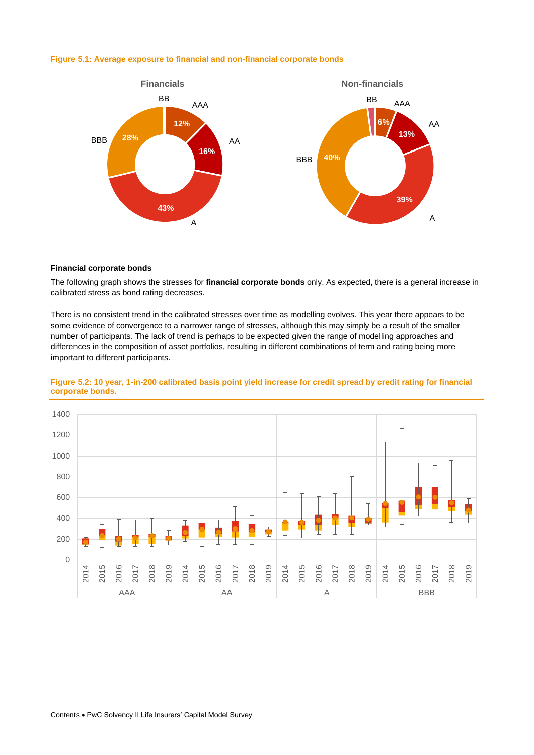Figure 5.1: Average exposure to financial and non-financial corporate bonds

Financial corporate bonds

The following graph shows the stresses for **financial corporate bonds** only. As expected, there is a general increase in calibrated stress as bond rating decreases.

There is no consistent trend in the calibrated stresses over time as modelling evolves. This year there appears to be some evidence of convergence to a narrower range of stresses, although this may simply be a result of the smaller number of participants. The lack of trend is perhaps to be expected given the range of modelling approaches and differences in the composition of asset portfolios, resulting in different combinations of term and rating being more important to different participants.

Figure 5.2: 10 year, 1-in-200 calibrated basis point yield increase for credit spread by credit rating for financial corporate bonds.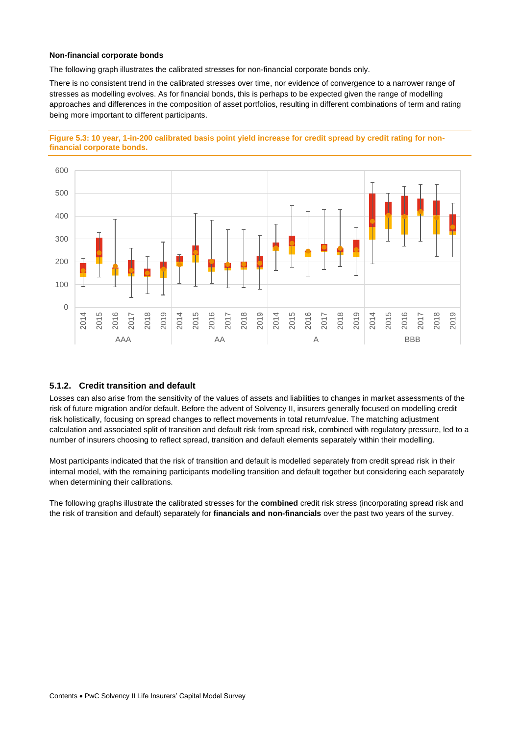**Non-financial corporate bonds**

The following graph illustrates the calibrated stresses for non-financial corporate bonds only.

There is no consistent trend in the calibrated stresses over time, nor evidence of convergence to a narrower range of stresses as modelling evolves. As for financial bonds, this is perhaps to be expected given the range of modelling approaches and differences in the composition of asset portfolios, resulting in different combinations of term and rating being more important to different participants.

**Figure 5.3: 10 year, 1-in-200 calibrated basis point yield increase for credit spread by credit rating for non-financial corporate bonds.**

### 5.1.2. Credit transition and default

Losses can also arise from the sensitivity of the values of assets and liabilities to changes in market assessments of the risk of future migration and/or default. Before the advent of Solvency II, insurers generally focused on modelling credit risk holistically, focusing on spread changes to reflect movements in total return/value. The matching adjustment calculation and associated split of transition and default risk from spread risk, combined with regulatory pressure, led to a number of insurers choosing to reflect spread, transition and default elements separately within their modelling.

Most participants indicated that the risk of transition and default is modelled separately from credit spread risk in their internal model, with the remaining participants modelling transition and default together but considering each separately when determining their calibrations.

The following graphs illustrate the calibrated stresses for the **combined** credit risk stress (incorporating spread risk and the risk of transition and default) separately for **financials and non-financials** over the past two years of the survey.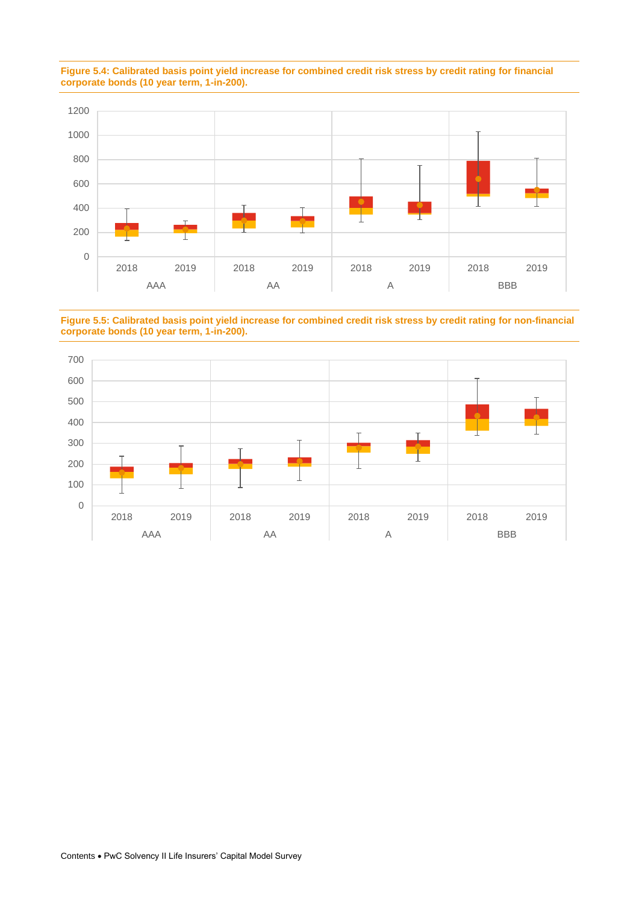**Figure 5.4: Calibrated basis point yield increase for combined credit risk stress by credit rating for financial corporate bonds (10 year term, 1-in-200).**

**Figure 5.5: Calibrated basis point yield increase for combined credit risk stress by credit rating for non-financial corporate bonds (10 year term, 1-in-200).**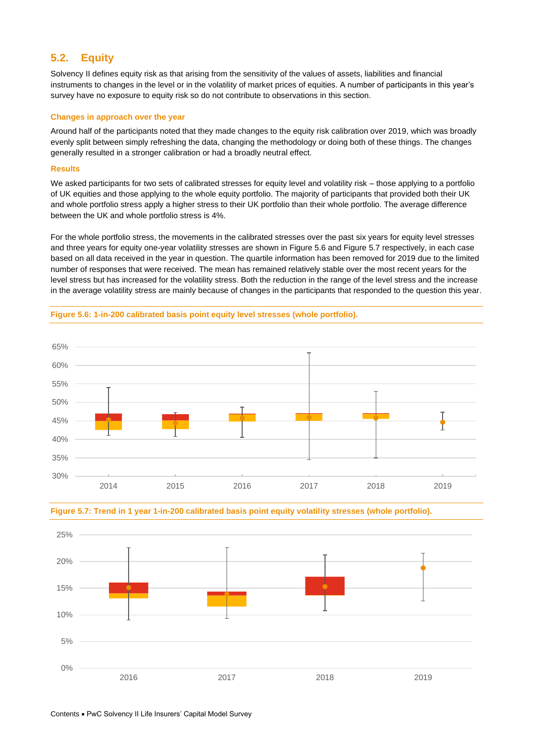## 5.2. Equity

Solvency II defines equity risk as that arising from the sensitivity of the values of assets, liabilities and financial instruments to changes in the level or in the volatility of market prices of equities. A number of participants in this year's survey have no exposure to equity risk so do not contribute to observations in this section.

### Changes in approach over the year

Around half of the participants noted that they made changes to the equity risk calibration over 2019, which was broadly evenly split between simply refreshing the data, changing the methodology or doing both of these things. The changes generally resulted in a stronger calibration or had a broadly neutral effect.

### Results

We asked participants for two sets of calibrated stresses for equity level and volatility risk – those applying to a portfolio of UK equities and those applying to the whole equity portfolio. The majority of participants that provided both their UK and whole portfolio stress apply a higher stress to their UK portfolio than their whole portfolio. The average difference between the UK and whole portfolio stress is 4%.

For the whole portfolio stress, the movements in the calibrated stresses over the past six years for equity level stresses and three years for equity one-year volatility stresses are shown in Figure 5.6 and Figure 5.7 respectively, in each case based on all data received in the year in question. The quartile information has been removed for 2019 due to the limited number of responses that were received. The mean has remained relatively stable over the most recent years for the level stress but has increased for the volatility stress. Both the reduction in the range of the level stress and the increase in the average volatility stress are mainly because of changes in the participants that responded to the question this year.

**Figure 5.6: 1-in-200 calibrated basis point equity level stresses (whole portfolio).**

**Figure 5.7: Trend in 1 year 1-in-200 calibrated basis point equity volatility stresses (whole portfolio).**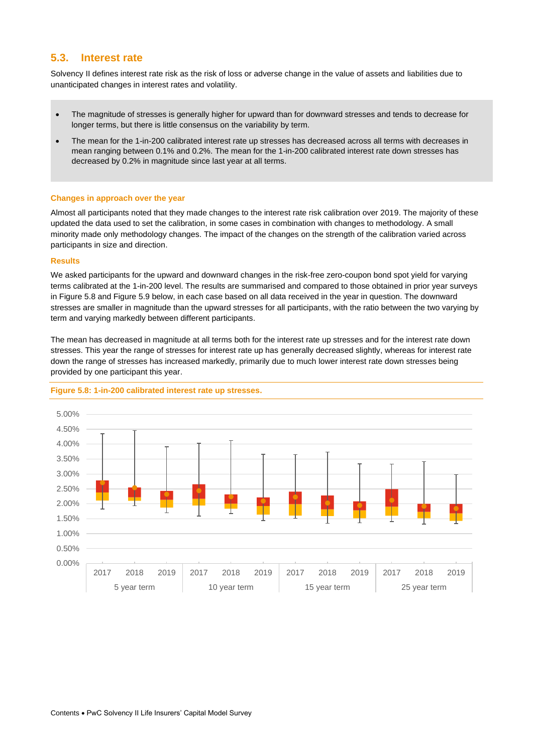## 5.3. Interest rate

Solvency II defines interest rate risk as the risk of loss or adverse change in the value of assets and liabilities due to unanticipated changes in interest rates and volatility.

- The magnitude of stresses is generally higher for upward than for downward stresses and tends to decrease for longer terms, but there is little consensus on the variability by term.
- The mean for the 1-in-200 calibrated interest rate up stresses has decreased across all terms with decreases in mean ranging between 0.1% and 0.2%. The mean for the 1-in-200 calibrated interest rate down stresses has decreased by 0.2% in magnitude since last year at all terms.

### Changes in approach over the year

Almost all participants noted that they made changes to the interest rate risk calibration over 2019. The majority of these updated the data used to set the calibration, in some cases in combination with changes to methodology. A small minority made only methodology changes. The impact of the changes on the strength of the calibration varied across participants in size and direction.

### Results

We asked participants for the upward and downward changes in the risk-free zero-coupon bond spot yield for varying terms calibrated at the 1-in-200 level. The results are summarised and compared to those obtained in prior year surveys in Figure 5.8 and Figure 5.9 below, in each case based on all data received in the year in question. The downward stresses are smaller in magnitude than the upward stresses for all participants, with the ratio between the two varying by term and varying markedly between different participants.

The mean has decreased in magnitude at all terms both for the interest rate up stresses and for the interest rate down stresses. This year the range of stresses for interest rate up has generally decreased slightly, whereas for interest rate down the range of stresses has increased markedly, primarily due to much lower interest rate down stresses being provided by one participant this year.

**Figure 5.8: 1-in-200 calibrated interest rate up stresses.**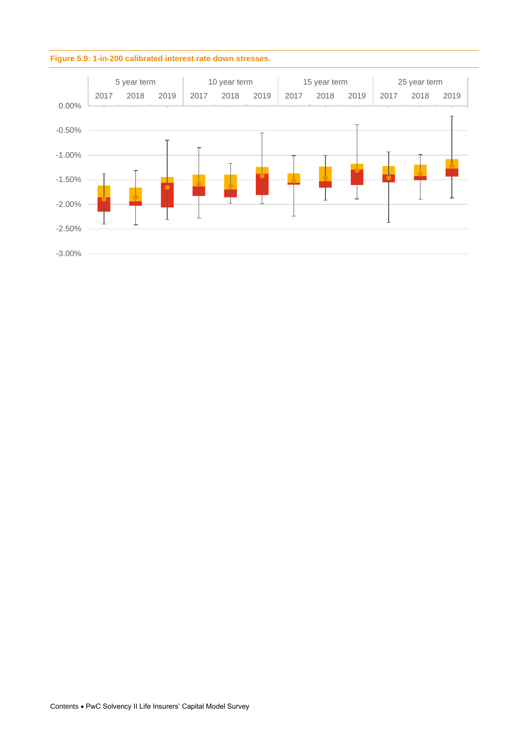**Figure 5.9: 1-in-200 calibrated interest rate down stresses.**

| | 5 year term | | | 10 year term | | | 15 year term | | | 25 year term | | |
|---|---|---|---|---|---|---|---|---|---|---|---|---|
| | 2017 | 2018 | 2019 | 2017 | 2018 | 2019 | 2017 | 2018 | 2019 | 2017 | 2018 | 2019 |

0.00%
-0.50%
-1.00%
-1.50%
-2.00%
-2.50%
-3.00%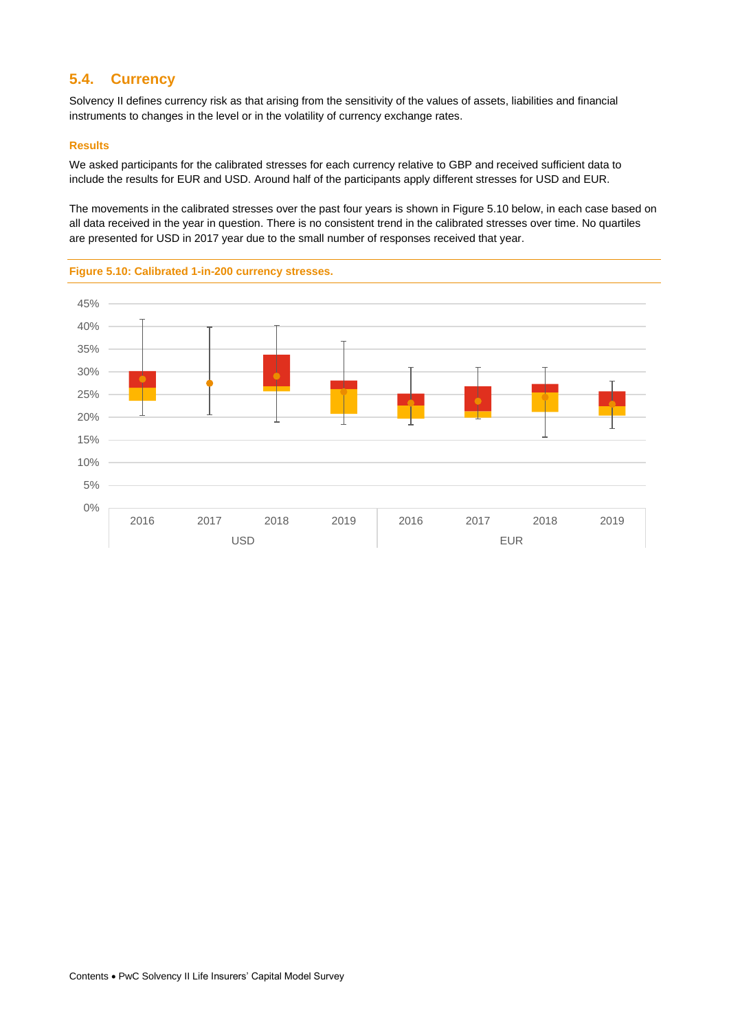## 5.4. Currency

Solvency II defines currency risk as that arising from the sensitivity of the values of assets, liabilities and financial instruments to changes in the level or in the volatility of currency exchange rates.

### Results

We asked participants for the calibrated stresses for each currency relative to GBP and received sufficient data to include the results for EUR and USD. Around half of the participants apply different stresses for USD and EUR.

The movements in the calibrated stresses over the past four years is shown in Figure 5.10 below, in each case based on all data received in the year in question. There is no consistent trend in the calibrated stresses over time. No quartiles are presented for USD in 2017 year due to the small number of responses received that year.

**Figure 5.10: Calibrated 1-in-200 currency stresses.**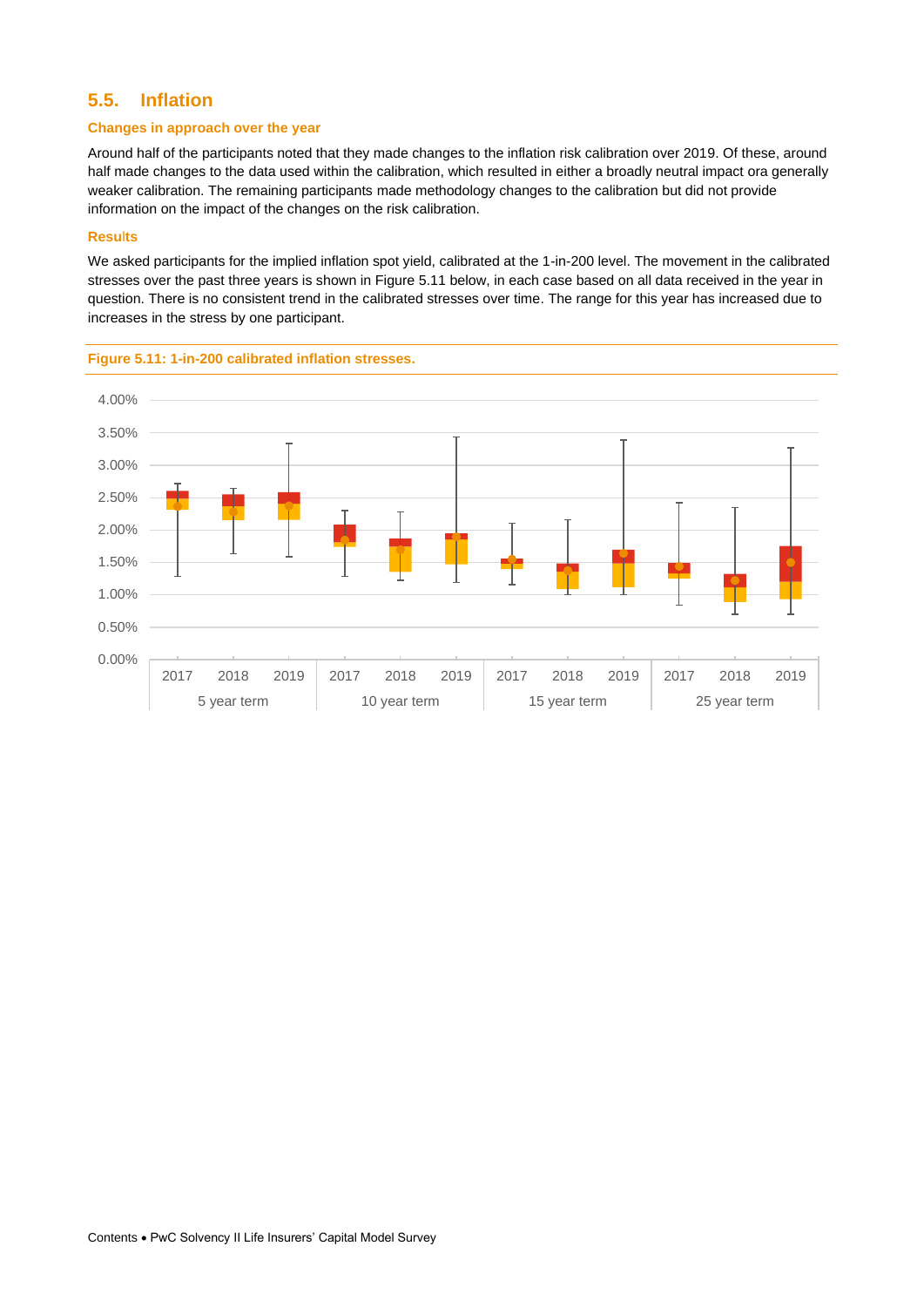## 5.5. Inflation

### Changes in approach over the year

Around half of the participants noted that they made changes to the inflation risk calibration over 2019. Of these, around half made changes to the data used within the calibration, which resulted in either a broadly neutral impact ora generally weaker calibration. The remaining participants made methodology changes to the calibration but did not provide information on the impact of the changes on the risk calibration.

### Results

We asked participants for the implied inflation spot yield, calibrated at the 1-in-200 level. The movement in the calibrated stresses over the past three years is shown in Figure 5.11 below, in each case based on all data received in the year in question. There is no consistent trend in the calibrated stresses over time. The range for this year has increased due to increases in the stress by one participant.

**Figure 5.11: 1-in-200 calibrated inflation stresses.**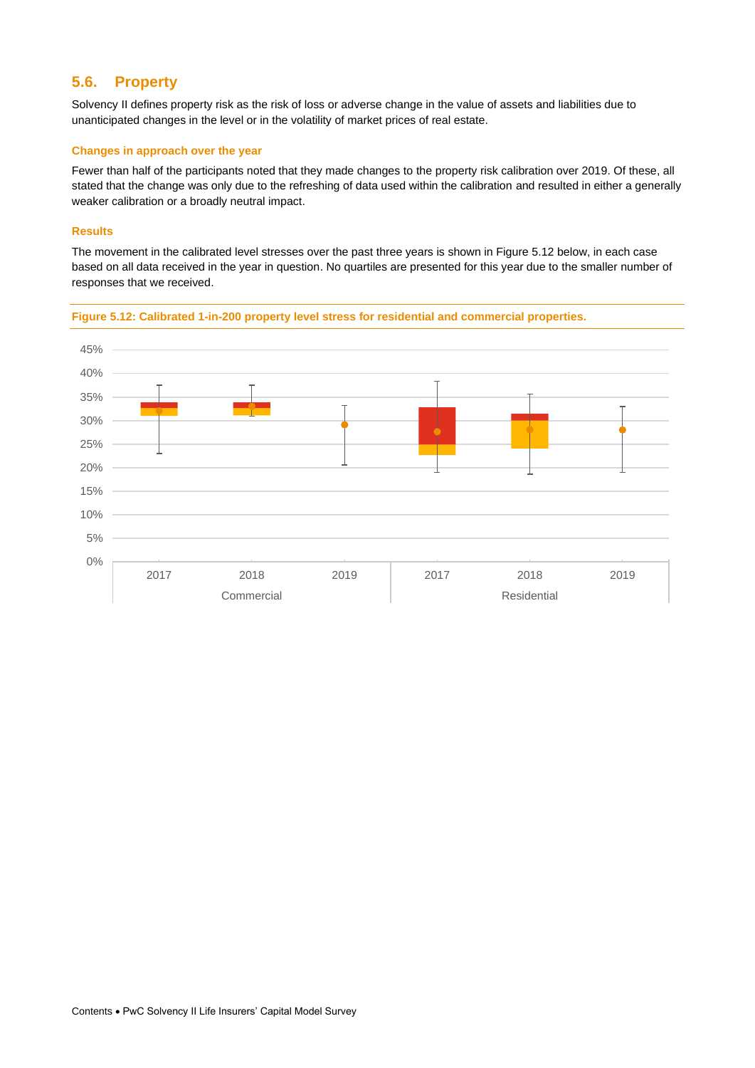## 5.6. Property

Solvency II defines property risk as the risk of loss or adverse change in the value of assets and liabilities due to unanticipated changes in the level or in the volatility of market prices of real estate.

### Changes in approach over the year

Fewer than half of the participants noted that they made changes to the property risk calibration over 2019. Of these, all stated that the change was only due to the refreshing of data used within the calibration and resulted in either a generally weaker calibration or a broadly neutral impact.

### Results

The movement in the calibrated level stresses over the past three years is shown in Figure 5.12 below, in each case based on all data received in the year in question. No quartiles are presented for this year due to the smaller number of responses that we received.

**Figure 5.12: Calibrated 1-in-200 property level stress for residential and commercial properties.**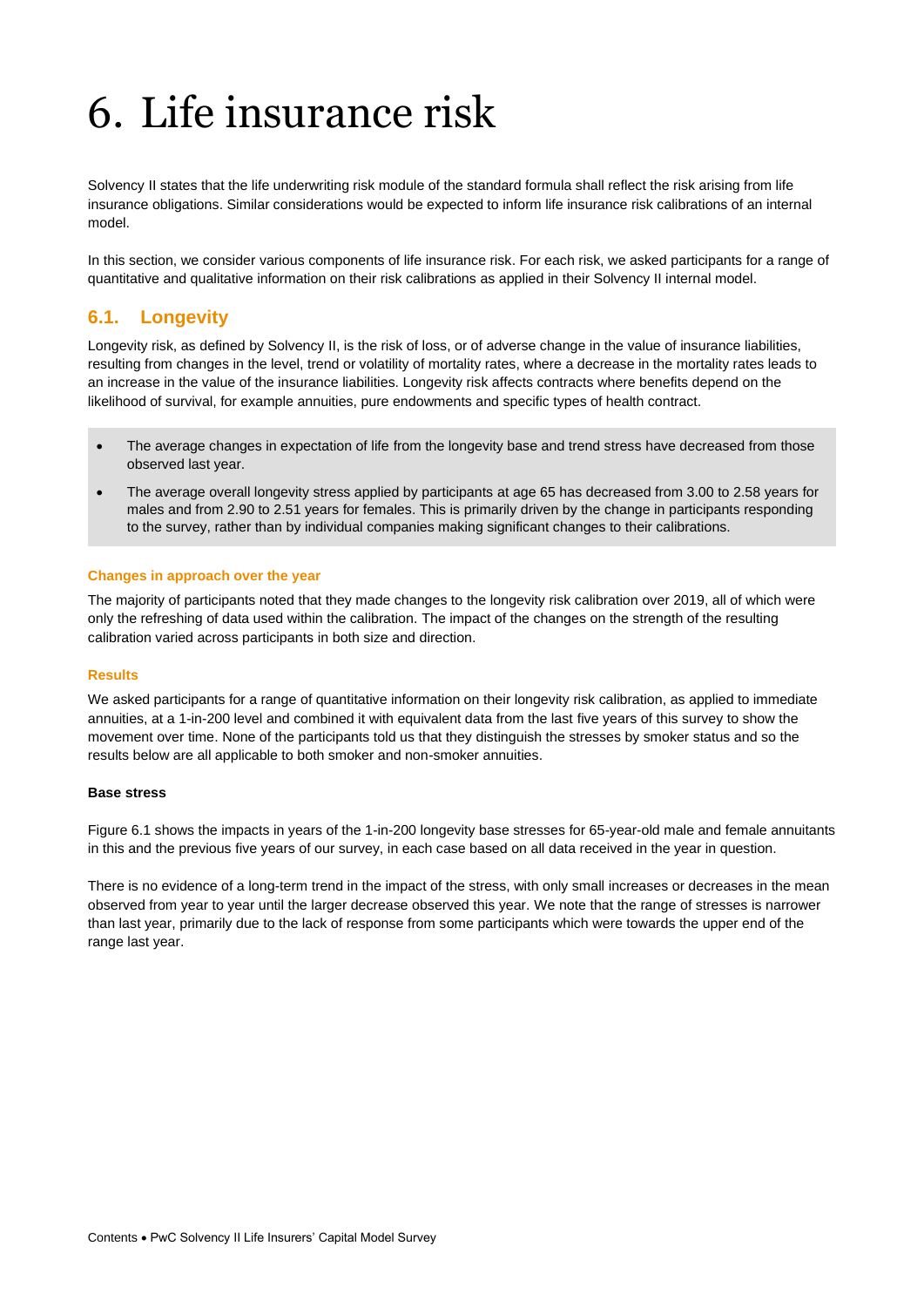# 6. Life insurance risk

Solvency II states that the life underwriting risk module of the standard formula shall reflect the risk arising from life insurance obligations. Similar considerations would be expected to inform life insurance risk calibrations of an internal model.

In this section, we consider various components of life insurance risk. For each risk, we asked participants for a range of quantitative and qualitative information on their risk calibrations as applied in their Solvency II internal model.

## 6.1. Longevity

Longevity risk, as defined by Solvency II, is the risk of loss, or of adverse change in the value of insurance liabilities, resulting from changes in the level, trend or volatility of mortality rates, where a decrease in the mortality rates leads to an increase in the value of the insurance liabilities. Longevity risk affects contracts where benefits depend on the likelihood of survival, for example annuities, pure endowments and specific types of health contract.

- The average changes in expectation of life from the longevity base and trend stress have decreased from those observed last year.
- The average overall longevity stress applied by participants at age 65 has decreased from 3.00 to 2.58 years for males and from 2.90 to 2.51 years for females. This is primarily driven by the change in participants responding to the survey, rather than by individual companies making significant changes to their calibrations.

### Changes in approach over the year

The majority of participants noted that they made changes to the longevity risk calibration over 2019, all of which were only the refreshing of data used within the calibration. The impact of the changes on the strength of the resulting calibration varied across participants in both size and direction.

### Results

We asked participants for a range of quantitative information on their longevity risk calibration, as applied to immediate annuities, at a 1-in-200 level and combined it with equivalent data from the last five years of this survey to show the movement over time. None of the participants told us that they distinguish the stresses by smoker status and so the results below are all applicable to both smoker and non-smoker annuities.

**Base stress**

Figure 6.1 shows the impacts in years of the 1-in-200 longevity base stresses for 65-year-old male and female annuitants in this and the previous five years of our survey, in each case based on all data received in the year in question.

There is no evidence of a long-term trend in the impact of the stress, with only small increases or decreases in the mean observed from year to year until the larger decrease observed this year. We note that the range of stresses is narrower than last year, primarily due to the lack of response from some participants which were towards the upper end of the range last year.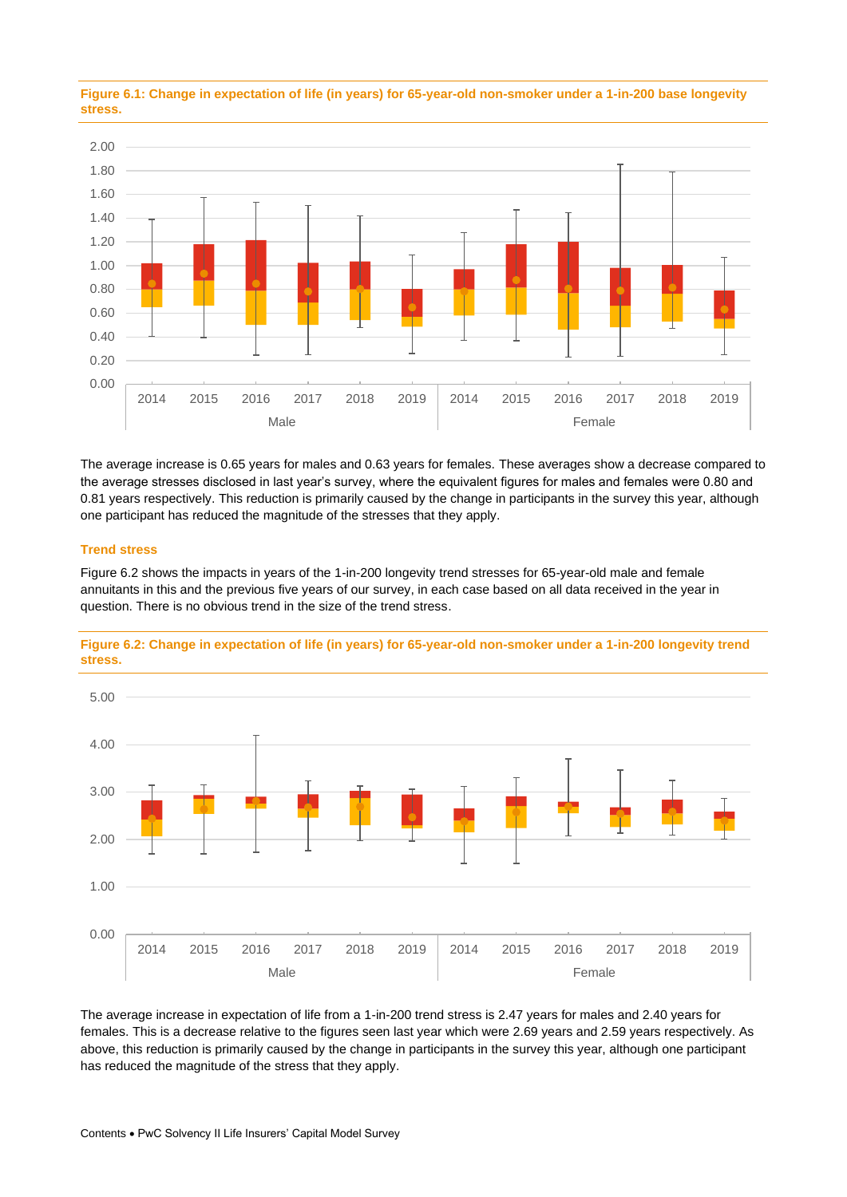**Figure 6.1: Change in expectation of life (in years) for 65-year-old non-smoker under a 1-in-200 base longevity stress.**

The average increase is 0.65 years for males and 0.63 years for females. These averages show a decrease compared to the average stresses disclosed in last year's survey, where the equivalent figures for males and females were 0.80 and 0.81 years respectively. This reduction is primarily caused by the change in participants in the survey this year, although one participant has reduced the magnitude of the stresses that they apply.

### Trend stress

Figure 6.2 shows the impacts in years of the 1-in-200 longevity trend stresses for 65-year-old male and female annuitants in this and the previous five years of our survey, in each case based on all data received in the year in question. There is no obvious trend in the size of the trend stress.

**Figure 6.2: Change in expectation of life (in years) for 65-year-old non-smoker under a 1-in-200 longevity trend stress.**

The average increase in expectation of life from a 1-in-200 trend stress is 2.47 years for males and 2.40 years for females. This is a decrease relative to the figures seen last year which were 2.69 years and 2.59 years respectively. As above, this reduction is primarily caused by the change in participants in the survey this year, although one participant has reduced the magnitude of the stress that they apply.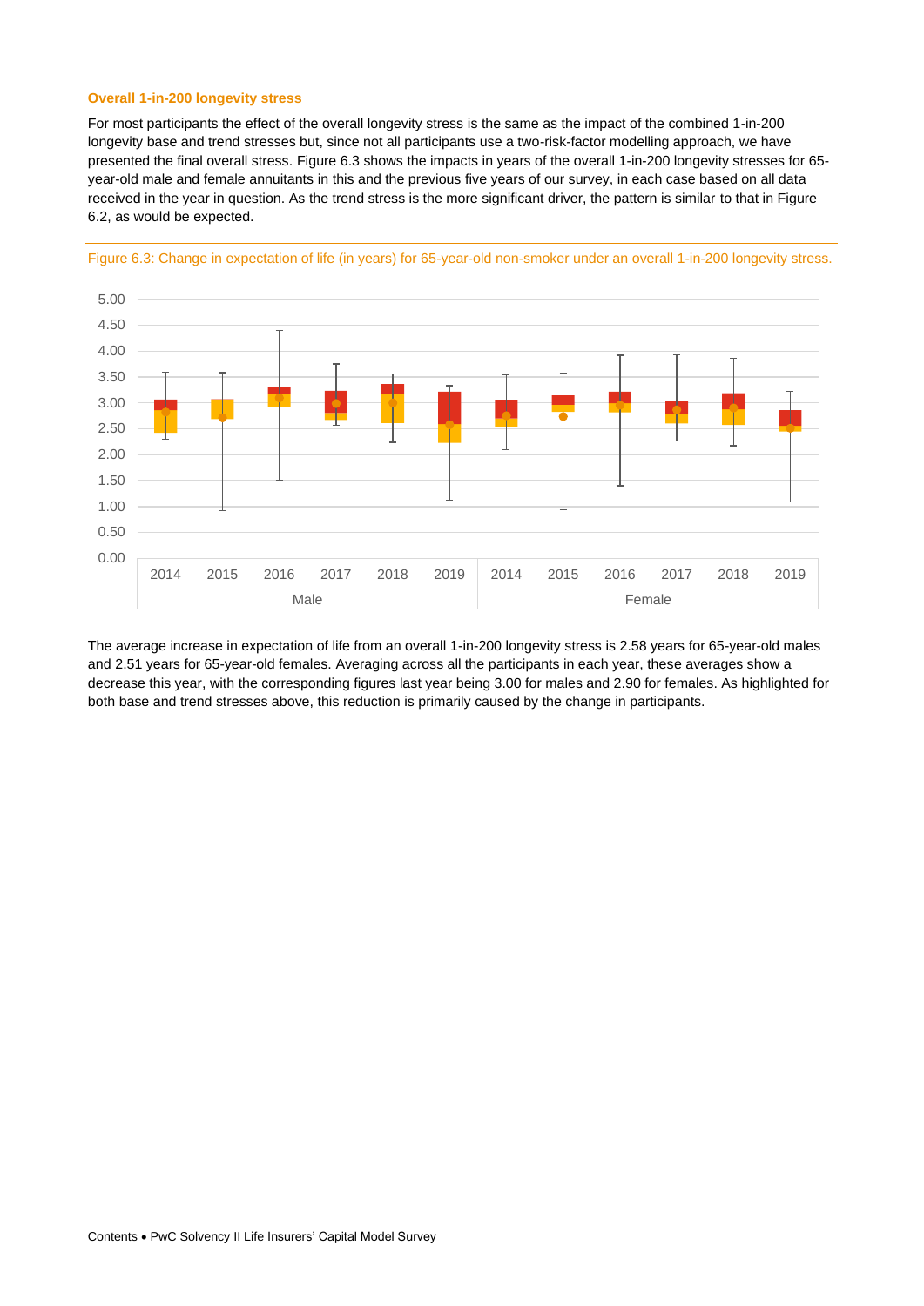### Overall 1-in-200 longevity stress

For most participants the effect of the overall longevity stress is the same as the impact of the combined 1-in-200 longevity base and trend stresses but, since not all participants use a two-risk-factor modelling approach, we have presented the final overall stress. Figure 6.3 shows the impacts in years of the overall 1-in-200 longevity stresses for 65-year-old male and female annuitants in this and the previous five years of our survey, in each case based on all data received in the year in question. As the trend stress is the more significant driver, the pattern is similar to that in Figure 6.2, as would be expected.

Figure 6.3: Change in expectation of life (in years) for 65-year-old non-smoker under an overall 1-in-200 longevity stress.

The average increase in expectation of life from an overall 1-in-200 longevity stress is 2.58 years for 65-year-old males and 2.51 years for 65-year-old females. Averaging across all the participants in each year, these averages show a decrease this year, with the corresponding figures last year being 3.00 for males and 2.90 for females. As highlighted for both base and trend stresses above, this reduction is primarily caused by the change in participants.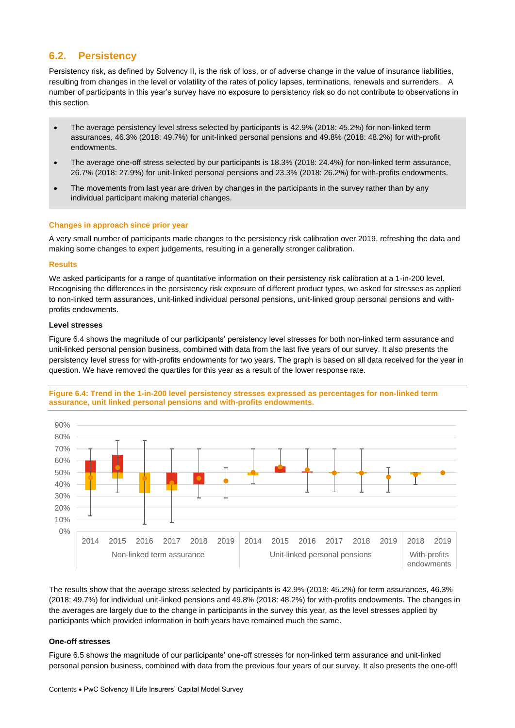## 6.2. Persistency

Persistency risk, as defined by Solvency II, is the risk of loss, or of adverse change in the value of insurance liabilities, resulting from changes in the level or volatility of the rates of policy lapses, terminations, renewals and surrenders. A number of participants in this year's survey have no exposure to persistency risk so do not contribute to observations in this section.

- The average persistency level stress selected by participants is 42.9% (2018: 45.2%) for non-linked term assurances, 46.3% (2018: 49.7%) for unit-linked personal pensions and 49.8% (2018: 48.2%) for with-profit endowments.
- The average one-off stress selected by our participants is 18.3% (2018: 24.4%) for non-linked term assurance, 26.7% (2018: 27.9%) for unit-linked personal pensions and 23.3% (2018: 26.2%) for with-profits endowments.
- The movements from last year are driven by changes in the participants in the survey rather than by any individual participant making material changes.

### Changes in approach since prior year

A very small number of participants made changes to the persistency risk calibration over 2019, refreshing the data and making some changes to expert judgements, resulting in a generally stronger calibration.

### Results

We asked participants for a range of quantitative information on their persistency risk calibration at a 1-in-200 level. Recognising the differences in the persistency risk exposure of different product types, we asked for stresses as applied to non-linked term assurances, unit-linked individual personal pensions, unit-linked group personal pensions and with-profits endowments.

**Level stresses**

Figure 6.4 shows the magnitude of our participants' persistency level stresses for both non-linked term assurance and unit-linked personal pension business, combined with data from the last five years of our survey. It also presents the persistency level stress for with-profits endowments for two years. The graph is based on all data received for the year in question. We have removed the quartiles for this year as a result of the lower response rate.

**Figure 6.4: Trend in the 1-in-200 level persistency stresses expressed as percentages for non-linked term assurance, unit linked personal pensions and with-profits endowments.**

The results show that the average stress selected by participants is 42.9% (2018: 45.2%) for term assurances, 46.3% (2018: 49.7%) for individual unit-linked pensions and 49.8% (2018: 48.2%) for with-profits endowments. The changes in the averages are largely due to the change in participants in the survey this year, as the level stresses applied by participants which provided information in both years have remained much the same.

**One-off stresses**

Figure 6.5 shows the magnitude of our participants' one-off stresses for non-linked term assurance and unit-linked personal pension business, combined with data from the previous four years of our survey. It also presents the one-offl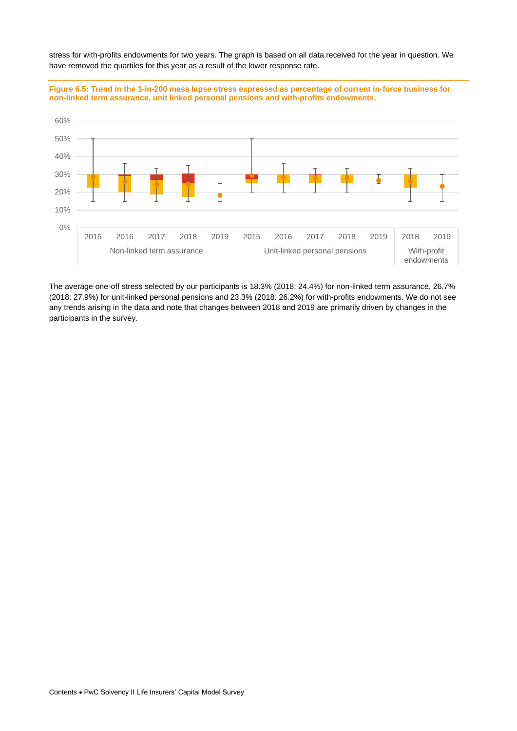stress for with-profits endowments for two years. The graph is based on all data received for the year in question. We have removed the quartiles for this year as a result of the lower response rate.

**Figure 6.5: Trend in the 1-in-200 mass lapse stress expressed as percentage of current in-force business for non-linked term assurance, unit linked personal pensions and with-profits endowments.**

The average one-off stress selected by our participants is 18.3% (2018: 24.4%) for non-linked term assurance, 26.7% (2018: 27.9%) for unit-linked personal pensions and 23.3% (2018: 26.2%) for with-profits endowments. We do not see any trends arising in the data and note that changes between 2018 and 2019 are primarily driven by changes in the participants in the survey.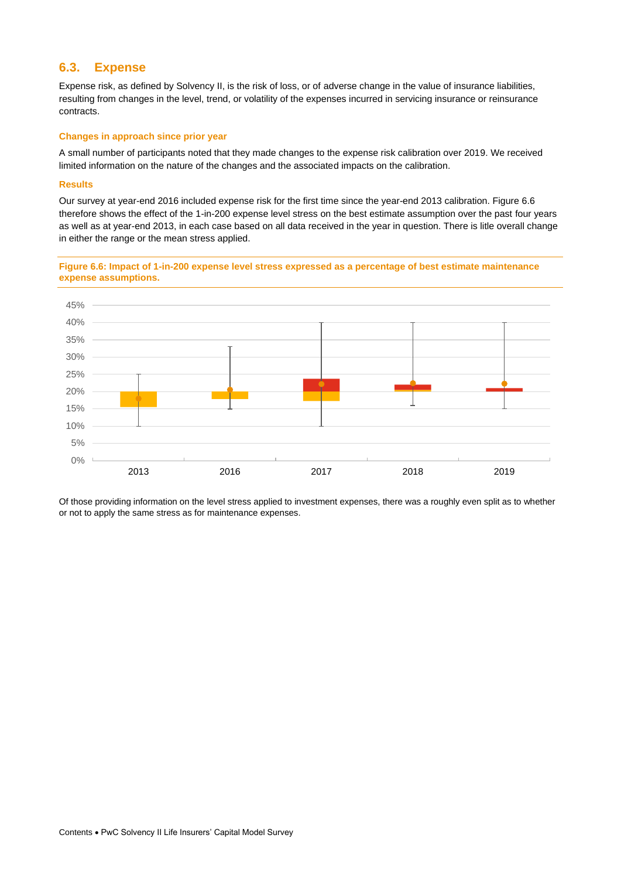## 6.3. Expense

Expense risk, as defined by Solvency II, is the risk of loss, or of adverse change in the value of insurance liabilities, resulting from changes in the level, trend, or volatility of the expenses incurred in servicing insurance or reinsurance contracts.

### Changes in approach since prior year

A small number of participants noted that they made changes to the expense risk calibration over 2019. We received limited information on the nature of the changes and the associated impacts on the calibration.

### Results

Our survey at year-end 2016 included expense risk for the first time since the year-end 2013 calibration. Figure 6.6 therefore shows the effect of the 1-in-200 expense level stress on the best estimate assumption over the past four years as well as at year-end 2013, in each case based on all data received in the year in question. There is litle overall change in either the range or the mean stress applied.

**Figure 6.6: Impact of 1-in-200 expense level stress expressed as a percentage of best estimate maintenance expense assumptions.**

Of those providing information on the level stress applied to investment expenses, there was a roughly even split as to whether or not to apply the same stress as for maintenance expenses.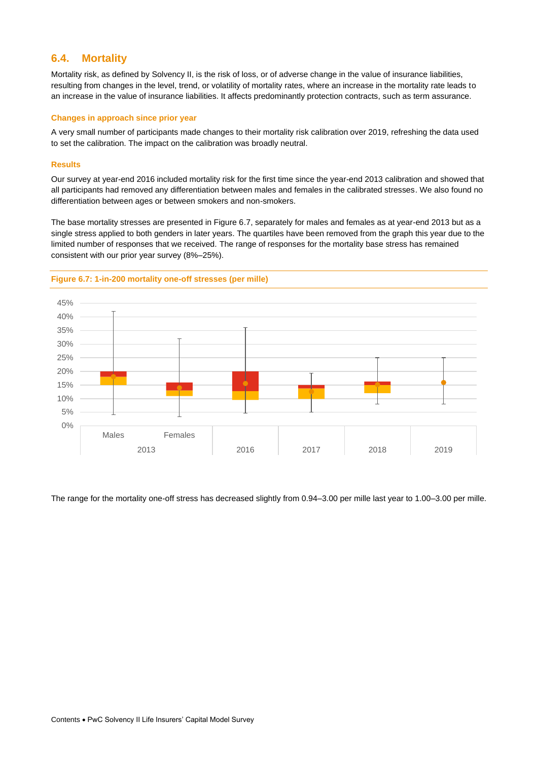## 6.4. Mortality

Mortality risk, as defined by Solvency II, is the risk of loss, or of adverse change in the value of insurance liabilities, resulting from changes in the level, trend, or volatility of mortality rates, where an increase in the mortality rate leads to an increase in the value of insurance liabilities. It affects predominantly protection contracts, such as term assurance.

### Changes in approach since prior year

A very small number of participants made changes to their mortality risk calibration over 2019, refreshing the data used to set the calibration. The impact on the calibration was broadly neutral.

### Results

Our survey at year-end 2016 included mortality risk for the first time since the year-end 2013 calibration and showed that all participants had removed any differentiation between males and females in the calibrated stresses. We also found no differentiation between ages or between smokers and non-smokers.

The base mortality stresses are presented in Figure 6.7, separately for males and females as at year-end 2013 but as a single stress applied to both genders in later years. The quartiles have been removed from the graph this year due to the limited number of responses that we received. The range of responses for the mortality base stress has remained consistent with our prior year survey (8%–25%).

**Figure 6.7: 1-in-200 mortality one-off stresses (per mille)**

The range for the mortality one-off stress has decreased slightly from 0.94–3.00 per mille last year to 1.00–3.00 per mille.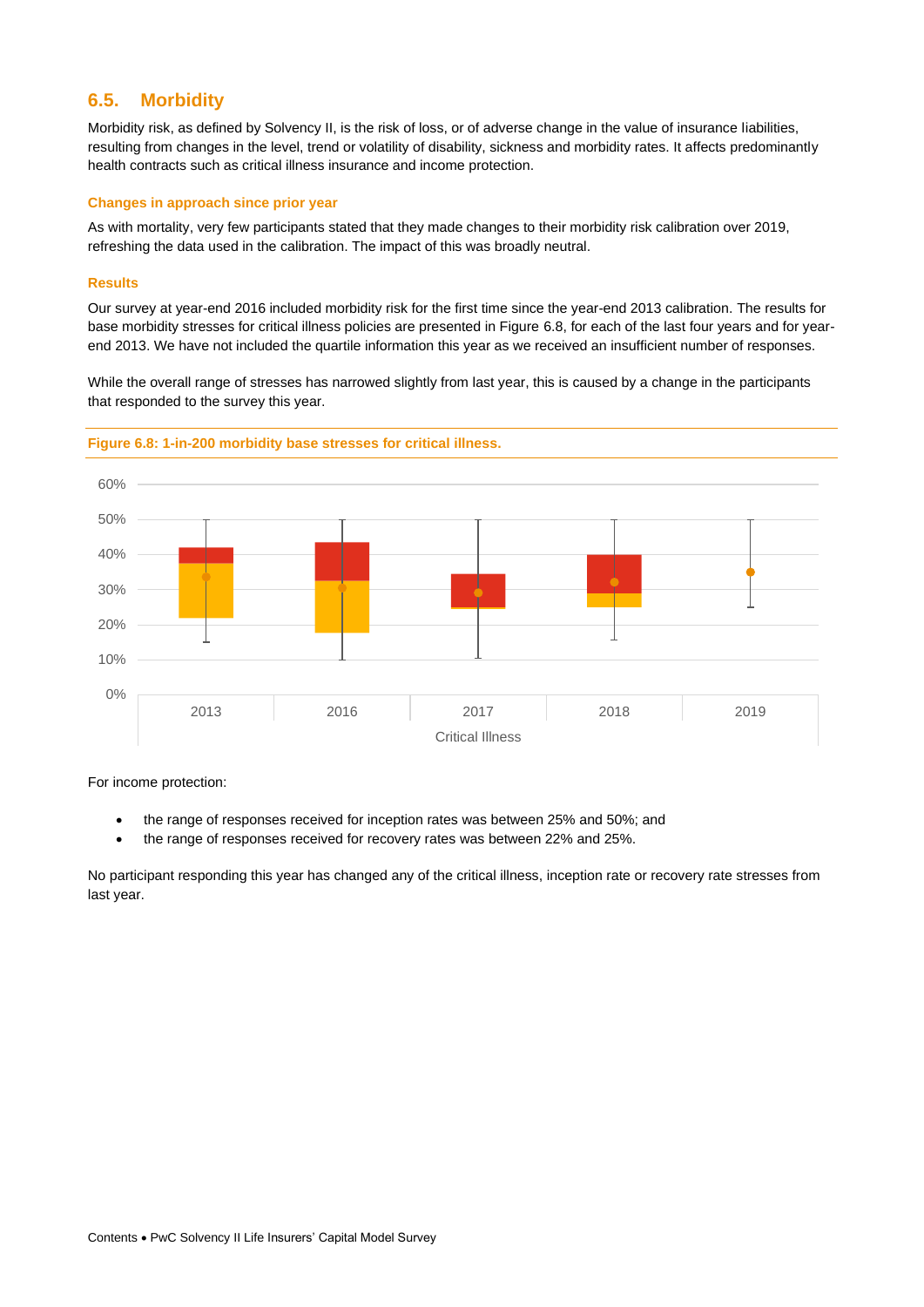## 6.5. Morbidity

Morbidity risk, as defined by Solvency II, is the risk of loss, or of adverse change in the value of insurance liabilities, resulting from changes in the level, trend or volatility of disability, sickness and morbidity rates. It affects predominantly health contracts such as critical illness insurance and income protection.

### Changes in approach since prior year

As with mortality, very few participants stated that they made changes to their morbidity risk calibration over 2019, refreshing the data used in the calibration. The impact of this was broadly neutral.

### Results

Our survey at year-end 2016 included morbidity risk for the first time since the year-end 2013 calibration. The results for base morbidity stresses for critical illness policies are presented in Figure 6.8, for each of the last four years and for year-end 2013. We have not included the quartile information this year as we received an insufficient number of responses.

While the overall range of stresses has narrowed slightly from last year, this is caused by a change in the participants that responded to the survey this year.

**Figure 6.8: 1-in-200 morbidity base stresses for critical illness.**

For income protection:

- the range of responses received for inception rates was between 25% and 50%; and
- the range of responses received for recovery rates was between 22% and 25%.

No participant responding this year has changed any of the critical illness, inception rate or recovery rate stresses from last year.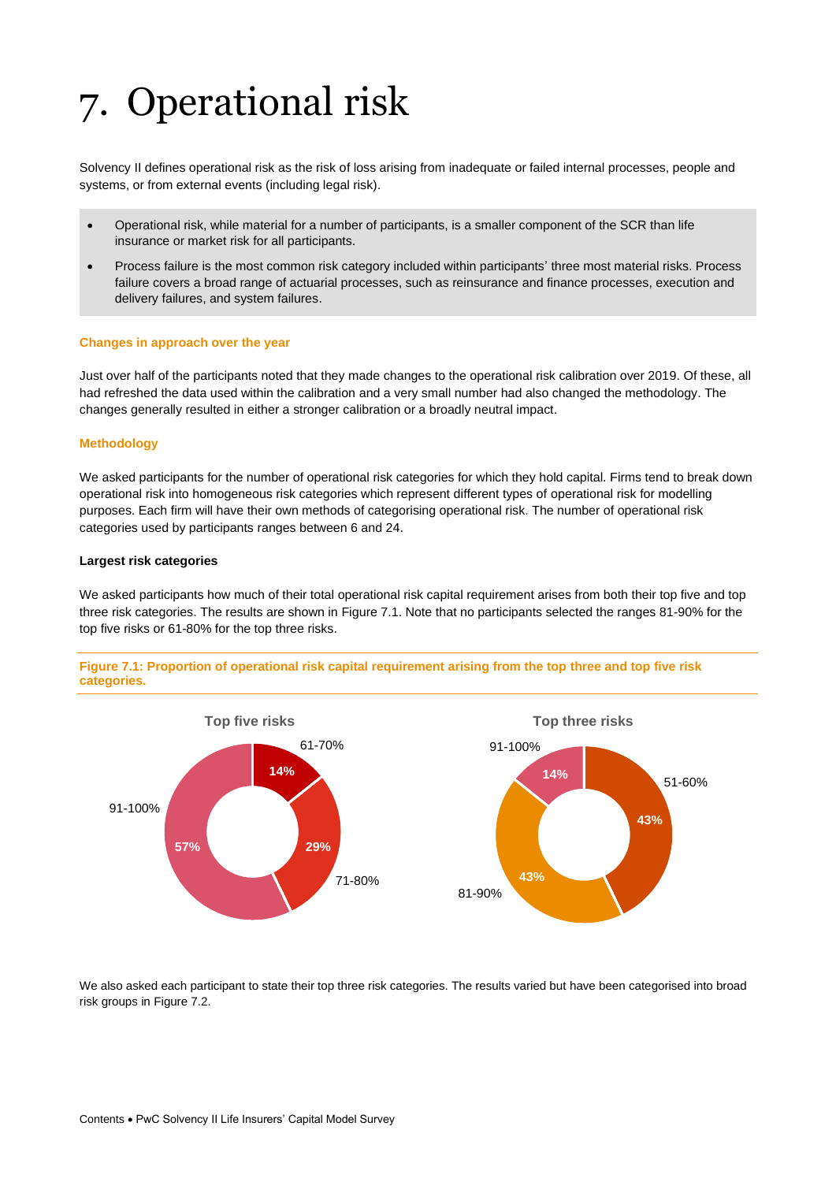# 7. Operational risk

Solvency II defines operational risk as the risk of loss arising from inadequate or failed internal processes, people and systems, or from external events (including legal risk).

- Operational risk, while material for a number of participants, is a smaller component of the SCR than life insurance or market risk for all participants.
- Process failure is the most common risk category included within participants' three most material risks. Process failure covers a broad range of actuarial processes, such as reinsurance and finance processes, execution and delivery failures, and system failures.

### Changes in approach over the year

Just over half of the participants noted that they made changes to the operational risk calibration over 2019. Of these, all had refreshed the data used within the calibration and a very small number had also changed the methodology. The changes generally resulted in either a stronger calibration or a broadly neutral impact.

### Methodology

We asked participants for the number of operational risk categories for which they hold capital. Firms tend to break down operational risk into homogeneous risk categories which represent different types of operational risk for modelling purposes. Each firm will have their own methods of categorising operational risk. The number of operational risk categories used by participants ranges between 6 and 24.

**Largest risk categories**

We asked participants how much of their total operational risk capital requirement arises from both their top five and top three risk categories. The results are shown in Figure 7.1. Note that no participants selected the ranges 81-90% for the top five risks or 61-80% for the top three risks.

**Figure 7.1: Proportion of operational risk capital requirement arising from the top three and top five risk categories.**

**Top five risks**

| Range | Proportion |
|---|---|
| 61-70% | 14% |
| 71-80% | 29% |
| 91-100% | 57% |

**Top three risks**

| Range | Proportion |
|---|---|
| 51-60% | 43% |
| 81-90% | 43% |
| 91-100% | 14% |

We also asked each participant to state their top three risk categories. The results varied but have been categorised into broad risk groups in Figure 7.2.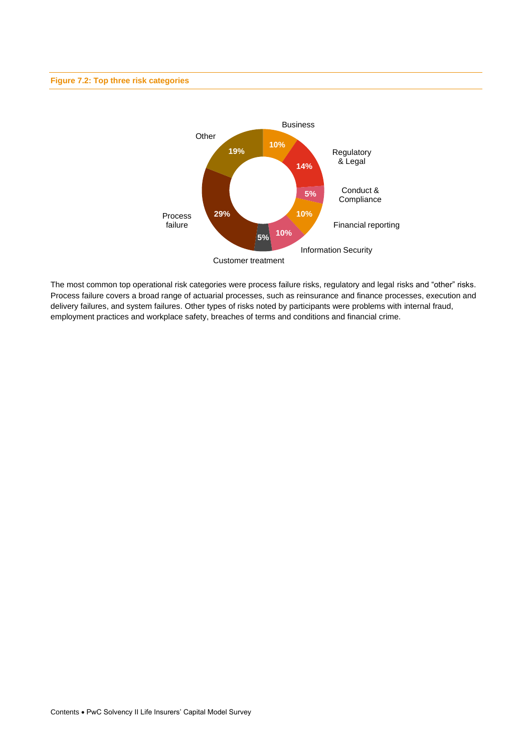**Figure 7.2: Top three risk categories**

| Risk category | % |
|---|---|
| Business | 10% |
| Regulatory & Legal | 14% |
| Conduct & Compliance | 5% |
| Financial reporting | 10% |
| Information Security | 10% |
| Customer treatment | 5% |
| Process failure | 29% |
| Other | 19% |

The most common top operational risk categories were process failure risks, regulatory and legal risks and "other" risks. Process failure covers a broad range of actuarial processes, such as reinsurance and finance processes, execution and delivery failures, and system failures. Other types of risks noted by participants were problems with internal fraud, employment practices and workplace safety, breaches of terms and conditions and financial crime.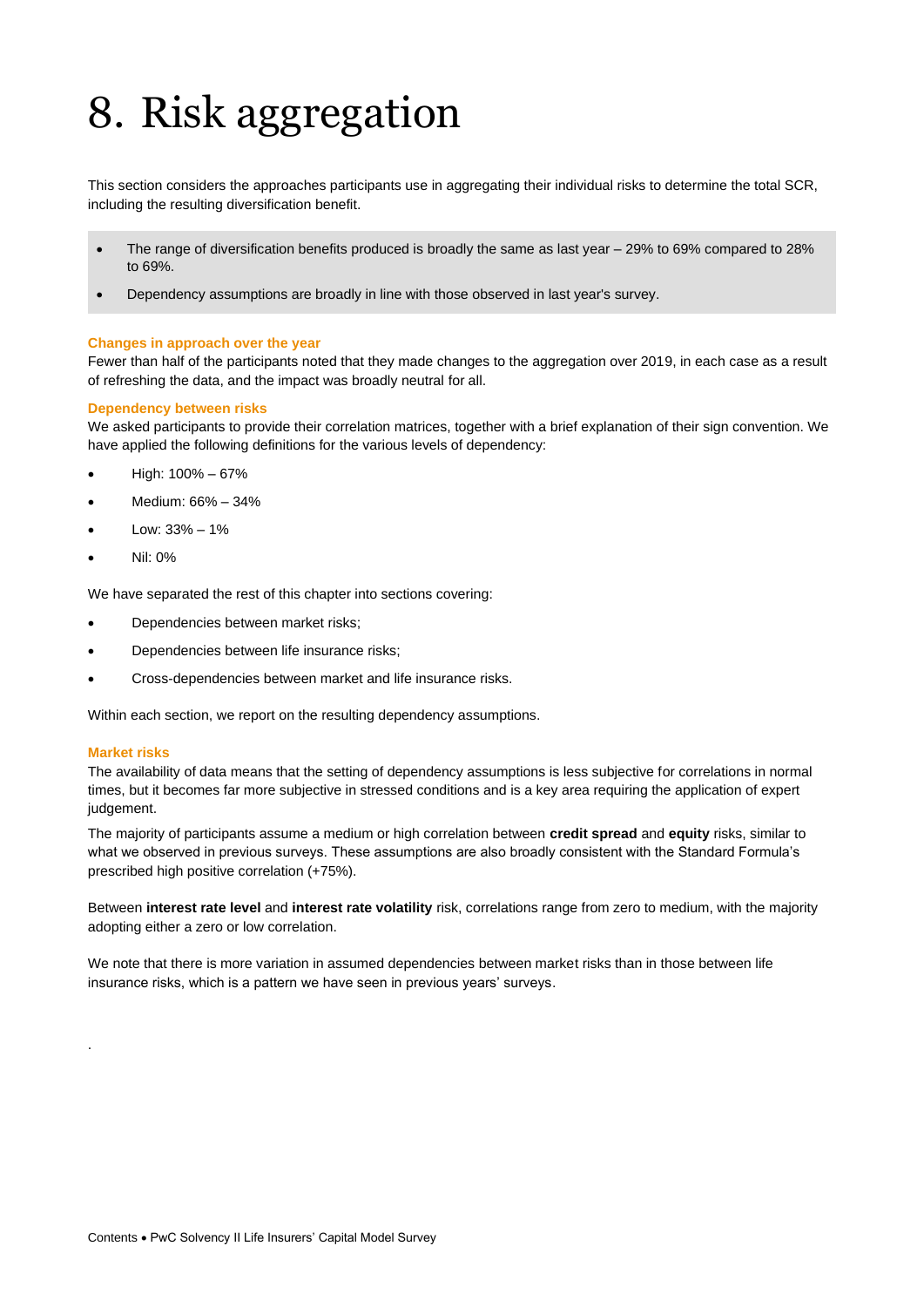# 8. Risk aggregation

This section considers the approaches participants use in aggregating their individual risks to determine the total SCR, including the resulting diversification benefit.

- The range of diversification benefits produced is broadly the same as last year – 29% to 69% compared to 28% to 69%.
- Dependency assumptions are broadly in line with those observed in last year's survey.

**Changes in approach over the year**

Fewer than half of the participants noted that they made changes to the aggregation over 2019, in each case as a result of refreshing the data, and the impact was broadly neutral for all.

**Dependency between risks**

We asked participants to provide their correlation matrices, together with a brief explanation of their sign convention. We have applied the following definitions for the various levels of dependency:

- High: 100% – 67%
- Medium: 66% – 34%
- Low: 33% – 1%
- Nil: 0%

We have separated the rest of this chapter into sections covering:

- Dependencies between market risks;
- Dependencies between life insurance risks;
- Cross-dependencies between market and life insurance risks.

Within each section, we report on the resulting dependency assumptions.

**Market risks**

The availability of data means that the setting of dependency assumptions is less subjective for correlations in normal times, but it becomes far more subjective in stressed conditions and is a key area requiring the application of expert judgement.

The majority of participants assume a medium or high correlation between **credit spread** and **equity** risks, similar to what we observed in previous surveys. These assumptions are also broadly consistent with the Standard Formula's prescribed high positive correlation (+75%).

Between **interest rate level** and **interest rate volatility** risk, correlations range from zero to medium, with the majority adopting either a zero or low correlation.

We note that there is more variation in assumed dependencies between market risks than in those between life insurance risks, which is a pattern we have seen in previous years' surveys.

.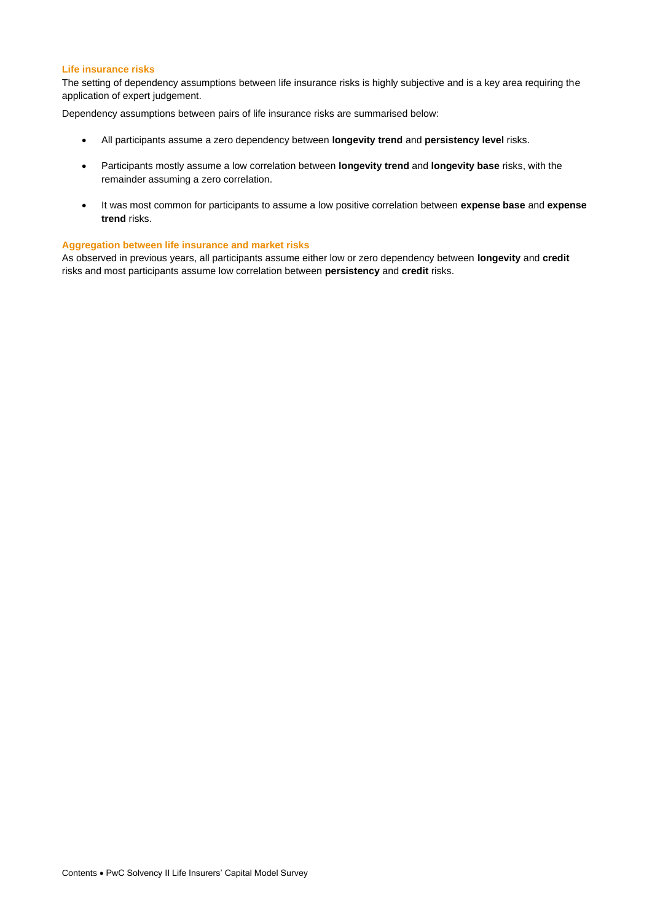### Life insurance risks

The setting of dependency assumptions between life insurance risks is highly subjective and is a key area requiring the application of expert judgement.

Dependency assumptions between pairs of life insurance risks are summarised below:

- All participants assume a zero dependency between **longevity trend** and **persistency level** risks.
- Participants mostly assume a low correlation between **longevity trend** and **longevity base** risks, with the remainder assuming a zero correlation.
- It was most common for participants to assume a low positive correlation between **expense base** and **expense trend** risks.

### Aggregation between life insurance and market risks

As observed in previous years, all participants assume either low or zero dependency between **longevity** and **credit** risks and most participants assume low correlation between **persistency** and **credit** risks.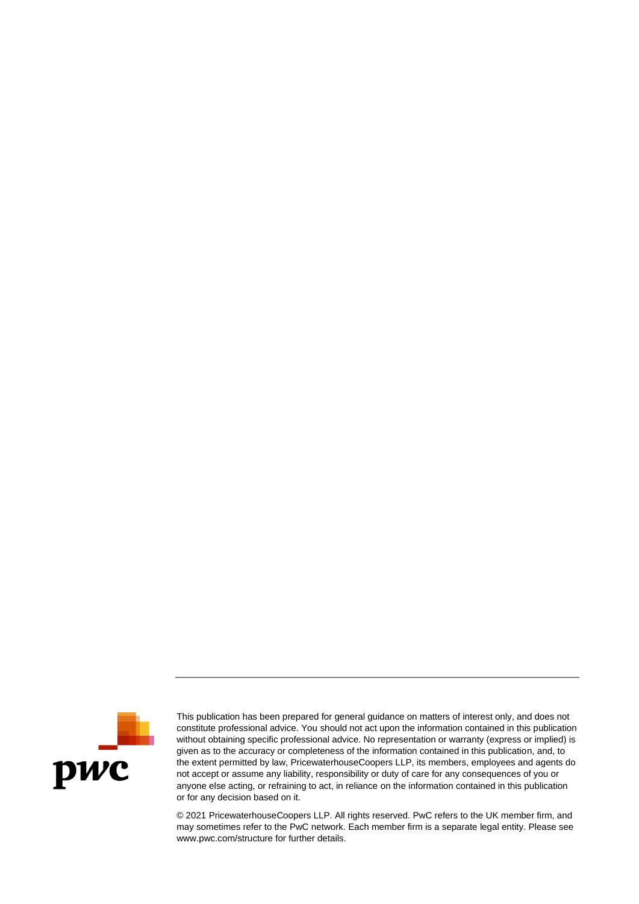This publication has been prepared for general guidance on matters of interest only, and does not constitute professional advice. You should not act upon the information contained in this publication without obtaining specific professional advice. No representation or warranty (express or implied) is given as to the accuracy or completeness of the information contained in this publication, and, to the extent permitted by law, PricewaterhouseCoopers LLP, its members, employees and agents do not accept or assume any liability, responsibility or duty of care for any consequences of you or anyone else acting, or refraining to act, in reliance on the information contained in this publication or for any decision based on it.

© 2021 PricewaterhouseCoopers LLP. All rights reserved. PwC refers to the UK member firm, and may sometimes refer to the PwC network. Each member firm is a separate legal entity. Please see www.pwc.com/structure for further details.